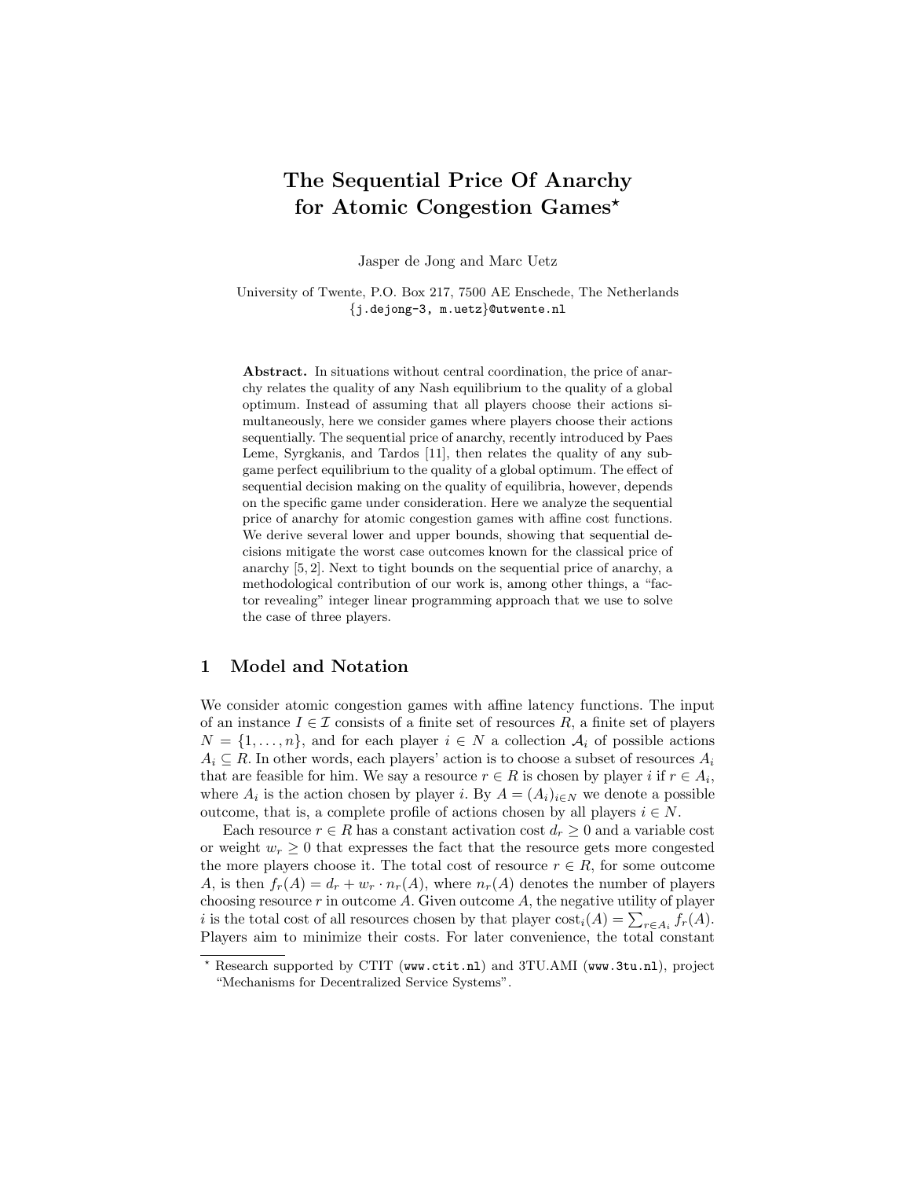# The Sequential Price Of Anarchy for Atomic Congestion Games*

Jasper de Jong and Marc Uetz

University of Twente, P.O. Box 217, 7500 AE Enschede, The Netherlands
{j.dejong-3, m.uetz}@utwente.nl

**Abstract.** In situations without central coordination, the price of anarchy relates the quality of any Nash equilibrium to the quality of a global optimum. Instead of assuming that all players choose their actions simultaneously, here we consider games where players choose their actions sequentially. The sequential price of anarchy, recently introduced by Paes Leme, Syrgkanis, and Tardos [11], then relates the quality of any subgame perfect equilibrium to the quality of a global optimum. The effect of sequential decision making on the quality of equilibria, however, depends on the specific game under consideration. Here we analyze the sequential price of anarchy for atomic congestion games with affine cost functions. We derive several lower and upper bounds, showing that sequential decisions mitigate the worst case outcomes known for the classical price of anarchy [5, 2]. Next to tight bounds on the sequential price of anarchy, a methodological contribution of our work is, among other things, a "factor revealing" integer linear programming approach that we use to solve the case of three players.

## 1 Model and Notation

We consider atomic congestion games with affine latency functions. The input of an instance $I \in \mathcal{I}$ consists of a finite set of resources $R$, a finite set of players $N = \{1, \ldots, n\}$, and for each player $i \in N$ a collection $\mathcal{A}_i$ of possible actions $A_i \subseteq R$. In other words, each players' action is to choose a subset of resources $A_i$ that are feasible for him. We say a resource $r \in R$ is chosen by player $i$ if $r \in A_i$, where $A_i$ is the action chosen by player $i$. By $A = (A_i)_{i \in N}$ we denote a possible outcome, that is, a complete profile of actions chosen by all players $i \in N$.

Each resource $r \in R$ has a constant activation cost $d_r \geq 0$ and a variable cost or weight $w_r \geq 0$ that expresses the fact that the resource gets more congested the more players choose it. The total cost of resource $r \in R$, for some outcome $A$, is then $f_r(A) = d_r + w_r \cdot n_r(A)$, where $n_r(A)$ denotes the number of players choosing resource $r$ in outcome $A$. Given outcome $A$, the negative utility of player $i$ is the total cost of all resources chosen by that player $\text{cost}_i(A) = \sum_{r \in A_i} f_r(A)$. Players aim to minimize their costs. For later convenience, the total constant

* Research supported by CTIT (www.ctit.nl) and 3TU.AMI (www.3tu.nl), project "Mechanisms for Decentralized Service Systems".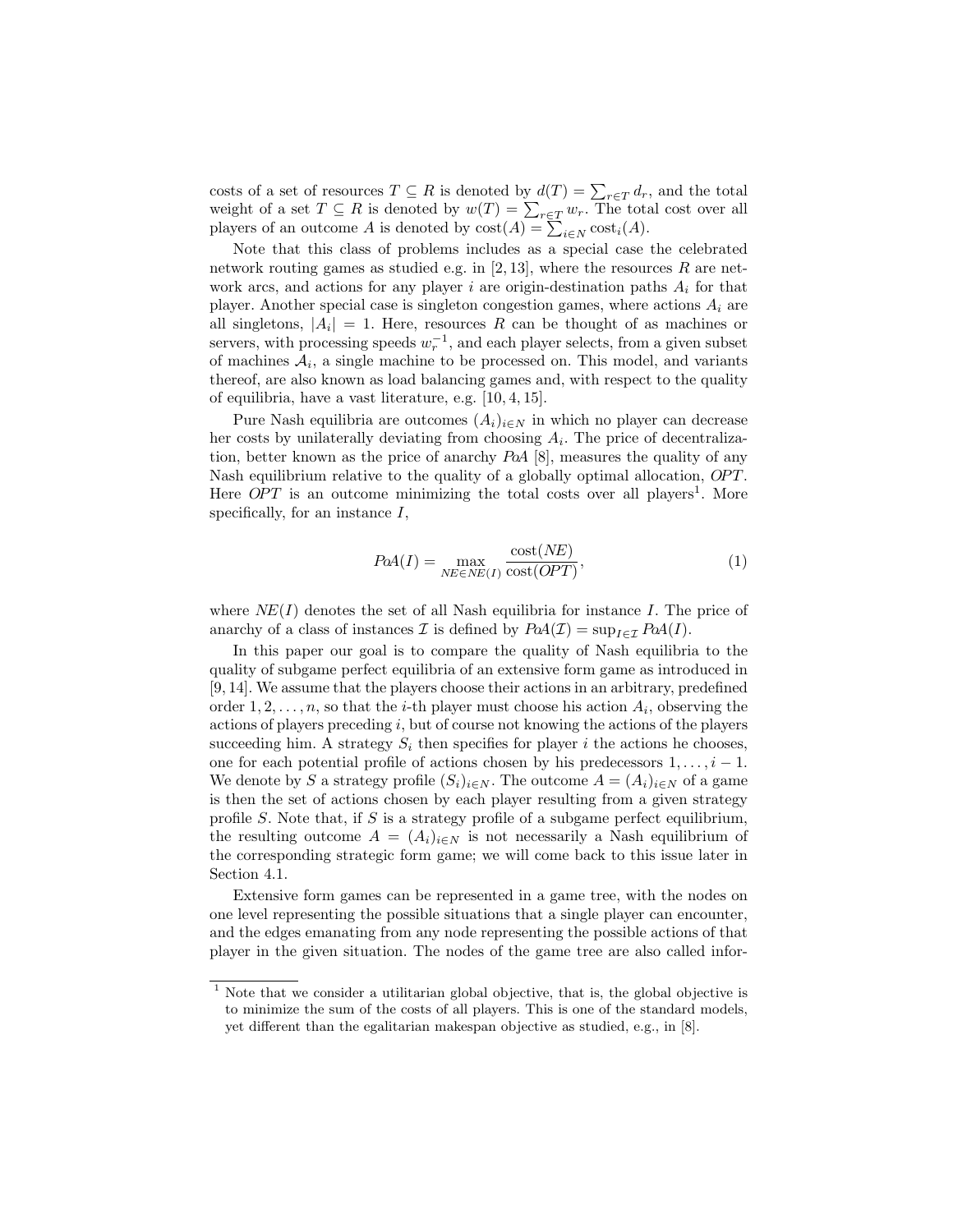costs of a set of resources $T \subseteq R$ is denoted by $d(T) = \sum_{r\in T} d_r$, and the total weight of a set $T \subseteq R$ is denoted by $w(T) = \sum_{r\in T} w_r$. The total cost over all players of an outcome $A$ is denoted by $\text{cost}(A) = \sum_{i\in N} \text{cost}_i(A)$.

Note that this class of problems includes as a special case the celebrated network routing games as studied e.g. in [2, 13], where the resources $R$ are network arcs, and actions for any player $i$ are origin-destination paths $A_i$ for that player. Another special case is singleton congestion games, where actions $A_i$ are all singletons, $|A_i| = 1$. Here, resources $R$ can be thought of as machines or servers, with processing speeds $w_r^{-1}$, and each player selects, from a given subset of machines $\mathcal{A}_i$, a single machine to be processed on. This model, and variants thereof, are also known as load balancing games and, with respect to the quality of equilibria, have a vast literature, e.g. [10, 4, 15].

Pure Nash equilibria are outcomes $(A_i)_{i\in N}$ in which no player can decrease her costs by unilaterally deviating from choosing $A_i$. The price of decentralization, better known as the price of anarchy *PoA* [8], measures the quality of any Nash equilibrium relative to the quality of a globally optimal allocation, *OPT*. Here *OPT* is an outcome minimizing the total costs over all players[1]. More specifically, for an instance $I$,

$$PoA(I) = \max_{NE \in NE(I)} \frac{\text{cost}(NE)}{\text{cost}(OPT)}, \tag{1}$$

where $NE(I)$ denotes the set of all Nash equilibria for instance $I$. The price of anarchy of a class of instances $\mathcal{I}$ is defined by $PoA(\mathcal{I}) = \sup_{I\in\mathcal{I}} PoA(I)$.

In this paper our goal is to compare the quality of Nash equilibria to the quality of subgame perfect equilibria of an extensive form game as introduced in [9, 14]. We assume that the players choose their actions in an arbitrary, predefined order $1, 2, \ldots, n$, so that the $i$-th player must choose his action $A_i$, observing the actions of players preceding $i$, but of course not knowing the actions of the players succeeding him. A strategy $S_i$ then specifies for player $i$ the actions he chooses, one for each potential profile of actions chosen by his predecessors $1, \ldots, i-1$. We denote by $S$ a strategy profile $(S_i)_{i\in N}$. The outcome $A = (A_i)_{i\in N}$ of a game is then the set of actions chosen by each player resulting from a given strategy profile $S$. Note that, if $S$ is a strategy profile of a subgame perfect equilibrium, the resulting outcome $A = (A_i)_{i\in N}$ is not necessarily a Nash equilibrium of the corresponding strategic form game; we will come back to this issue later in Section 4.1.

Extensive form games can be represented in a game tree, with the nodes on one level representing the possible situations that a single player can encounter, and the edges emanating from any node representing the possible actions of that player in the given situation. The nodes of the game tree are also called infor-

[1] Note that we consider a utilitarian global objective, that is, the global objective is to minimize the sum of the costs of all players. This is one of the standard models, yet different than the egalitarian makespan objective as studied, e.g., in [8].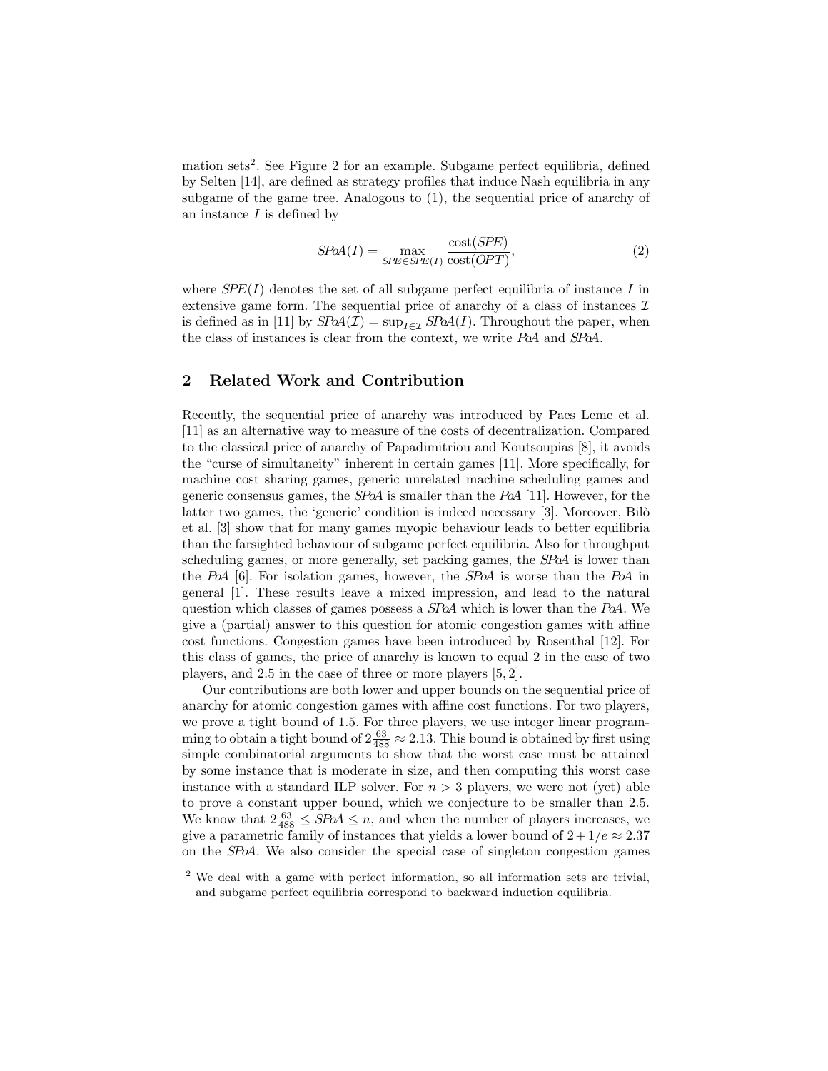mation sets[2]. See Figure 2 for an example. Subgame perfect equilibria, defined by Selten [14], are defined as strategy profiles that induce Nash equilibria in any subgame of the game tree. Analogous to (1), the sequential price of anarchy of an instance $I$ is defined by

$$SPoA(I) = \max_{SPE \in SPE(I)} \frac{\text{cost}(SPE)}{\text{cost}(OPT)}, \tag{2}$$

where $SPE(I)$ denotes the set of all subgame perfect equilibria of instance $I$ in extensive game form. The sequential price of anarchy of a class of instances $\mathcal{I}$ is defined as in [11] by $SPoA(\mathcal{I}) = \sup_{I \in \mathcal{I}} SPoA(I)$. Throughout the paper, when the class of instances is clear from the context, we write *PoA* and *SPoA*.

## 2 Related Work and Contribution

Recently, the sequential price of anarchy was introduced by Paes Leme et al. [11] as an alternative way to measure of the costs of decentralization. Compared to the classical price of anarchy of Papadimitriou and Koutsoupias [8], it avoids the "curse of simultaneity" inherent in certain games [11]. More specifically, for machine cost sharing games, generic unrelated machine scheduling games and generic consensus games, the *SPoA* is smaller than the *PoA* [11]. However, for the latter two games, the 'generic' condition is indeed necessary [3]. Moreover, Bilò et al. [3] show that for many games myopic behaviour leads to better equilibria than the farsighted behaviour of subgame perfect equilibria. Also for throughput scheduling games, or more generally, set packing games, the *SPoA* is lower than the *PoA* [6]. For isolation games, however, the *SPoA* is worse than the *PoA* in general [1]. These results leave a mixed impression, and lead to the natural question which classes of games possess a *SPoA* which is lower than the *PoA*. We give a (partial) answer to this question for atomic congestion games with affine cost functions. Congestion games have been introduced by Rosenthal [12]. For this class of games, the price of anarchy is known to equal 2 in the case of two players, and 2.5 in the case of three or more players [5, 2].

Our contributions are both lower and upper bounds on the sequential price of anarchy for atomic congestion games with affine cost functions. For two players, we prove a tight bound of 1.5. For three players, we use integer linear programming to obtain a tight bound of $2\frac{63}{488} \approx 2.13$. This bound is obtained by first using simple combinatorial arguments to show that the worst case must be attained by some instance that is moderate in size, and then computing this worst case instance with a standard ILP solver. For $n > 3$ players, we were not (yet) able to prove a constant upper bound, which we conjecture to be smaller than 2.5. We know that $2\frac{63}{488} \leq SPoA \leq n$, and when the number of players increases, we give a parametric family of instances that yields a lower bound of $2 + 1/e \approx 2.37$ on the *SPoA*. We also consider the special case of singleton congestion games

[2] We deal with a game with perfect information, so all information sets are trivial, and subgame perfect equilibria correspond to backward induction equilibria.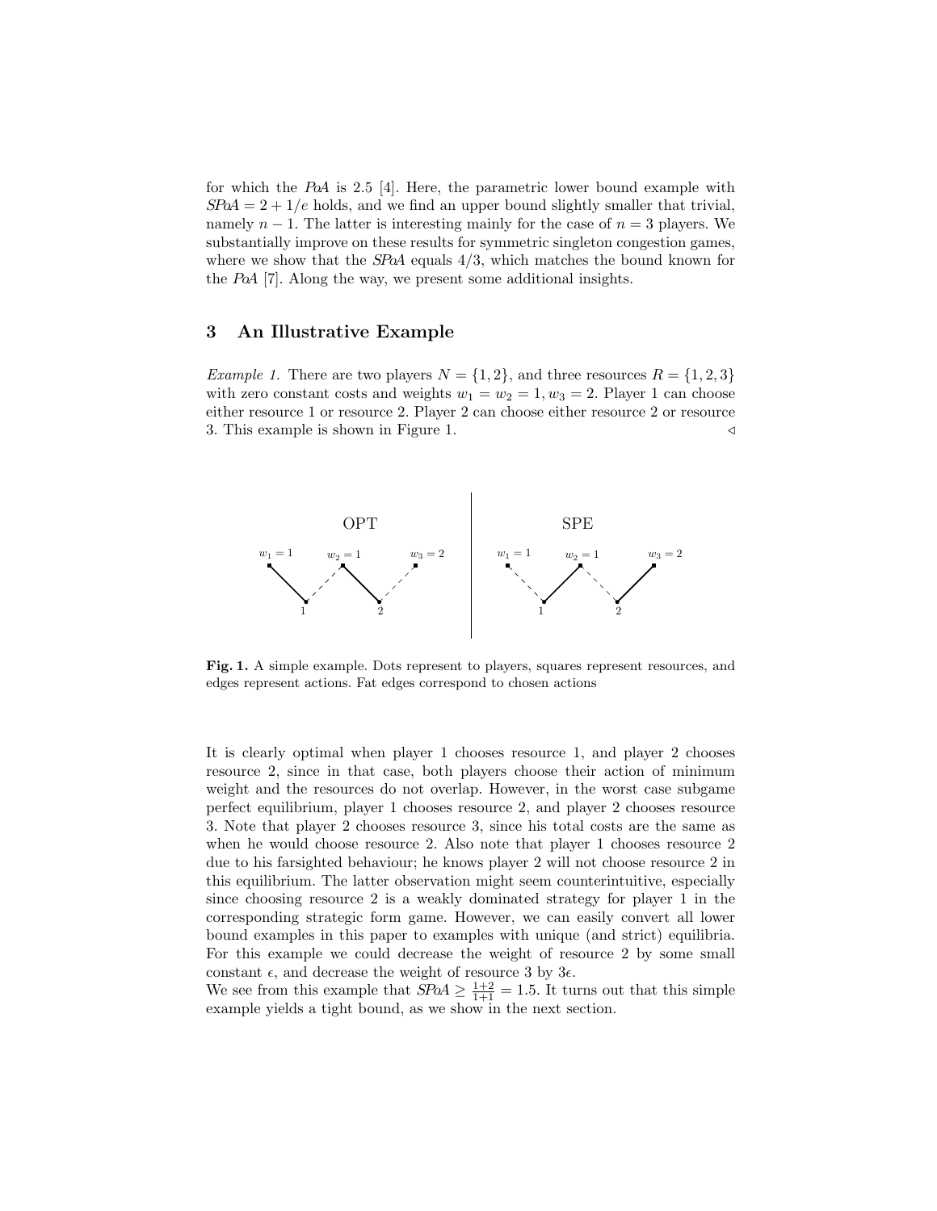for which the *PoA* is 2.5 [4]. Here, the parametric lower bound example with $SPoA = 2 + 1/e$ holds, and we find an upper bound slightly smaller that trivial, namely $n - 1$. The latter is interesting mainly for the case of $n = 3$ players. We substantially improve on these results for symmetric singleton congestion games, where we show that the *SPoA* equals 4/3, which matches the bound known for the *PoA* [7]. Along the way, we present some additional insights.

## 3 An Illustrative Example

*Example 1.* There are two players $N = \{1, 2\}$, and three resources $R = \{1, 2, 3\}$ with zero constant costs and weights $w_1 = w_2 = 1, w_3 = 2$. Player 1 can choose either resource 1 or resource 2. Player 2 can choose either resource 2 or resource 3. This example is shown in Figure 1. ◁

**Fig. 1.** A simple example. Dots represent to players, squares represent resources, and edges represent actions. Fat edges correspond to chosen actions

It is clearly optimal when player 1 chooses resource 1, and player 2 chooses resource 2, since in that case, both players choose their action of minimum weight and the resources do not overlap. However, in the worst case subgame perfect equilibrium, player 1 chooses resource 2, and player 2 chooses resource 3. Note that player 2 chooses resource 3, since his total costs are the same as when he would choose resource 2. Also note that player 1 chooses resource 2 due to his farsighted behaviour; he knows player 2 will not choose resource 2 in this equilibrium. The latter observation might seem counterintuitive, especially since choosing resource 2 is a weakly dominated strategy for player 1 in the corresponding strategic form game. However, we can easily convert all lower bound examples in this paper to examples with unique (and strict) equilibria. For this example we could decrease the weight of resource 2 by some small constant $\epsilon$, and decrease the weight of resource 3 by $3\epsilon$.
We see from this example that $SPoA \geq \frac{1+2}{1+1} = 1.5$. It turns out that this simple example yields a tight bound, as we show in the next section.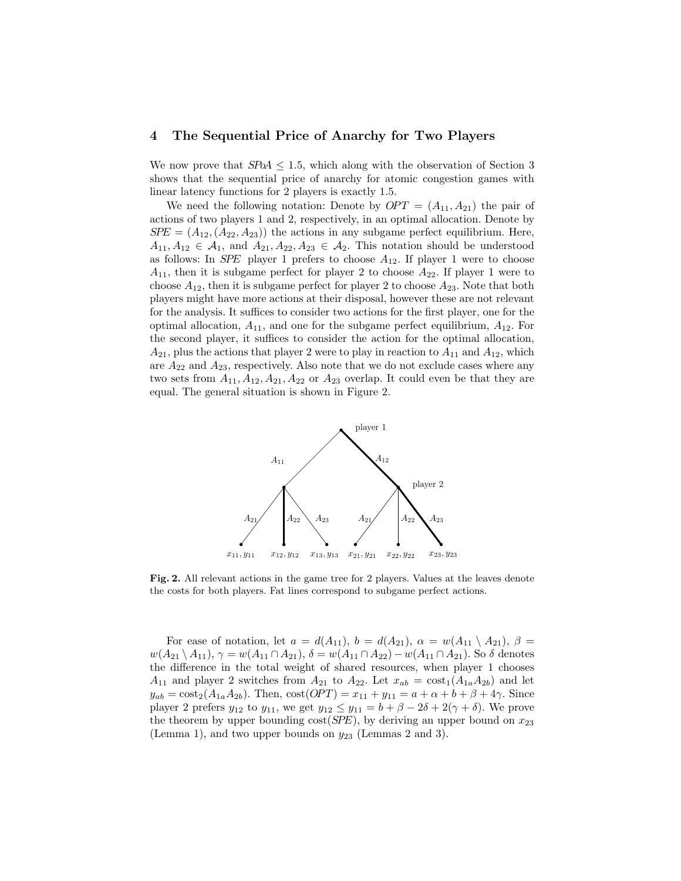## 4 The Sequential Price of Anarchy for Two Players

We now prove that $SPoA \leq 1.5$, which along with the observation of Section 3 shows that the sequential price of anarchy for atomic congestion games with linear latency functions for 2 players is exactly 1.5.

We need the following notation: Denote by $OPT = (A_{11}, A_{21})$ the pair of actions of two players 1 and 2, respectively, in an optimal allocation. Denote by $SPE = (A_{12}, (A_{22}, A_{23}))$ the actions in any subgame perfect equilibrium. Here, $A_{11}, A_{12} \in \mathcal{A}_1$, and $A_{21}, A_{22}, A_{23} \in \mathcal{A}_2$. This notation should be understood as follows: In *SPE* player 1 prefers to choose $A_{12}$. If player 1 were to choose $A_{11}$, then it is subgame perfect for player 2 to choose $A_{22}$. If player 1 were to choose $A_{12}$, then it is subgame perfect for player 2 to choose $A_{23}$. Note that both players might have more actions at their disposal, however these are not relevant for the analysis. It suffices to consider two actions for the first player, one for the optimal allocation, $A_{11}$, and one for the subgame perfect equilibrium, $A_{12}$. For the second player, it suffices to consider the action for the optimal allocation, $A_{21}$, plus the actions that player 2 were to play in reaction to $A_{11}$ and $A_{12}$, which are $A_{22}$ and $A_{23}$, respectively. Also note that we do not exclude cases where any two sets from $A_{11}, A_{12}, A_{21}, A_{22}$ or $A_{23}$ overlap. It could even be that they are equal. The general situation is shown in Figure 2.

**Fig. 2.** All relevant actions in the game tree for 2 players. Values at the leaves denote the costs for both players. Fat lines correspond to subgame perfect actions.

For ease of notation, let $a = d(A_{11})$, $b = d(A_{21})$, $\alpha = w(A_{11} \setminus A_{21})$, $\beta = w(A_{21} \setminus A_{11})$, $\gamma = w(A_{11} \cap A_{21})$, $\delta = w(A_{11} \cap A_{22}) - w(A_{11} \cap A_{21})$. So $\delta$ denotes the difference in the total weight of shared resources, when player 1 chooses $A_{11}$ and player 2 switches from $A_{21}$ to $A_{22}$. Let $x_{ab} = \text{cost}_1(A_{1a}A_{2b})$ and let $y_{ab} = \text{cost}_2(A_{1a}A_{2b})$. Then, $\text{cost}(OPT) = x_{11} + y_{11} = a + \alpha + b + \beta + 4\gamma$. Since player 2 prefers $y_{12}$ to $y_{11}$, we get $y_{12} \leq y_{11} = b + \beta - 2\delta + 2(\gamma + \delta)$. We prove the theorem by upper bounding $\text{cost}(SPE)$, by deriving an upper bound on $x_{23}$ (Lemma 1), and two upper bounds on $y_{23}$ (Lemmas 2 and 3).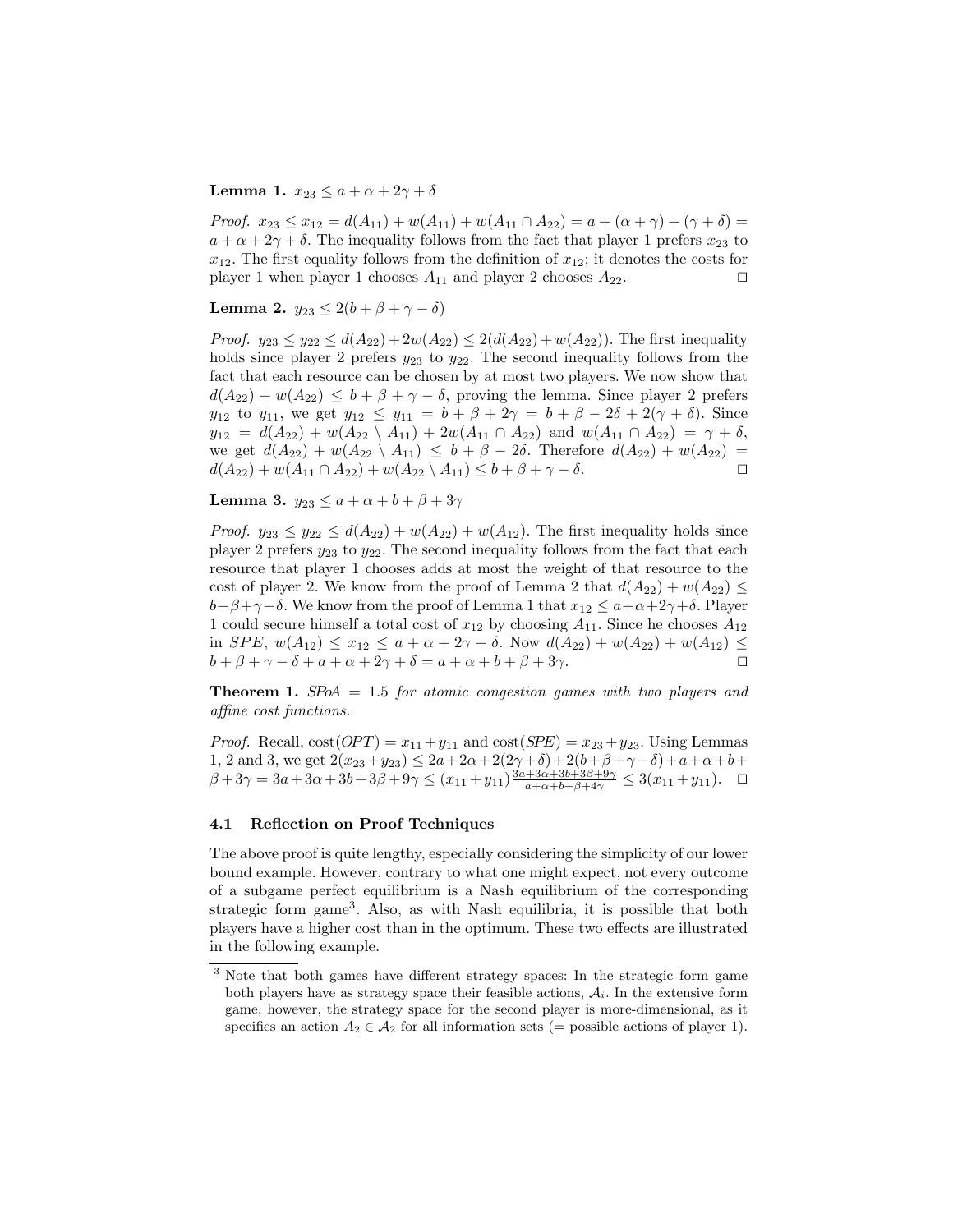**Lemma 1.** $x_{23} \leq a + \alpha + 2\gamma + \delta$

*Proof.* $x_{23} \leq x_{12} = d(A_{11}) + w(A_{11}) + w(A_{11} \cap A_{22}) = a + (\alpha + \gamma) + (\gamma + \delta) = a + \alpha + 2\gamma + \delta$. The inequality follows from the fact that player 1 prefers $x_{23}$ to $x_{12}$. The first equality follows from the definition of $x_{12}$; it denotes the costs for player 1 when player 1 chooses $A_{11}$ and player 2 chooses $A_{22}$. □

**Lemma 2.** $y_{23} \leq 2(b + \beta + \gamma - \delta)$

*Proof.* $y_{23} \leq y_{22} \leq d(A_{22}) + 2w(A_{22}) \leq 2(d(A_{22}) + w(A_{22}))$. The first inequality holds since player 2 prefers $y_{23}$ to $y_{22}$. The second inequality follows from the fact that each resource can be chosen by at most two players. We now show that $d(A_{22}) + w(A_{22}) \leq b + \beta + \gamma - \delta$, proving the lemma. Since player 2 prefers $y_{12}$ to $y_{11}$, we get $y_{12} \leq y_{11} = b + \beta + 2\gamma = b + \beta - 2\delta + 2(\gamma + \delta)$. Since $y_{12} = d(A_{22}) + w(A_{22} \setminus A_{11}) + 2w(A_{11} \cap A_{22})$ and $w(A_{11} \cap A_{22}) = \gamma + \delta$, we get $d(A_{22}) + w(A_{22} \setminus A_{11}) \leq b + \beta - 2\delta$. Therefore $d(A_{22}) + w(A_{22}) = d(A_{22}) + w(A_{11} \cap A_{22}) + w(A_{22} \setminus A_{11}) \leq b + \beta + \gamma - \delta$. □

**Lemma 3.** $y_{23} \leq a + \alpha + b + \beta + 3\gamma$

*Proof.* $y_{23} \leq y_{22} \leq d(A_{22}) + w(A_{22}) + w(A_{12})$. The first inequality holds since player 2 prefers $y_{23}$ to $y_{22}$. The second inequality follows from the fact that each resource that player 1 chooses adds at most the weight of that resource to the cost of player 2. We know from the proof of Lemma 2 that $d(A_{22}) + w(A_{22}) \leq b + \beta + \gamma - \delta$. We know from the proof of Lemma 1 that $x_{12} \leq a + \alpha + 2\gamma + \delta$. Player 1 could secure himself a total cost of $x_{12}$ by choosing $A_{11}$. Since he chooses $A_{12}$ in $SPE$, $w(A_{12}) \leq x_{12} \leq a + \alpha + 2\gamma + \delta$. Now $d(A_{22}) + w(A_{22}) + w(A_{12}) \leq b + \beta + \gamma - \delta + a + \alpha + 2\gamma + \delta = a + \alpha + b + \beta + 3\gamma$. □

**Theorem 1.** *SPoA = 1.5 for atomic congestion games with two players and affine cost functions.*

*Proof.* Recall, $\text{cost}(OPT) = x_{11} + y_{11}$ and $\text{cost}(SPE) = x_{23} + y_{23}$. Using Lemmas 1, 2 and 3, we get $2(x_{23} + y_{23}) \leq 2a + 2\alpha + 2(2\gamma + \delta) + 2(b + \beta + \gamma - \delta) + a + \alpha + b + \beta + 3\gamma = 3a + 3\alpha + 3b + 3\beta + 9\gamma \leq (x_{11} + y_{11}) \frac{3a + 3\alpha + 3b + 3\beta + 9\gamma}{a + \alpha + b + \beta + 4\gamma} \leq 3(x_{11} + y_{11})$. □

### 4.1 Reflection on Proof Techniques

The above proof is quite lengthy, especially considering the simplicity of our lower bound example. However, contrary to what one might expect, not every outcome of a subgame perfect equilibrium is a Nash equilibrium of the corresponding strategic form game[3]. Also, as with Nash equilibria, it is possible that both players have a higher cost than in the optimum. These two effects are illustrated in the following example.

[3] Note that both games have different strategy spaces: In the strategic form game both players have as strategy space their feasible actions, $\mathcal{A}_i$. In the extensive form game, however, the strategy space for the second player is more-dimensional, as it specifies an action $A_2 \in \mathcal{A}_2$ for all information sets (= possible actions of player 1).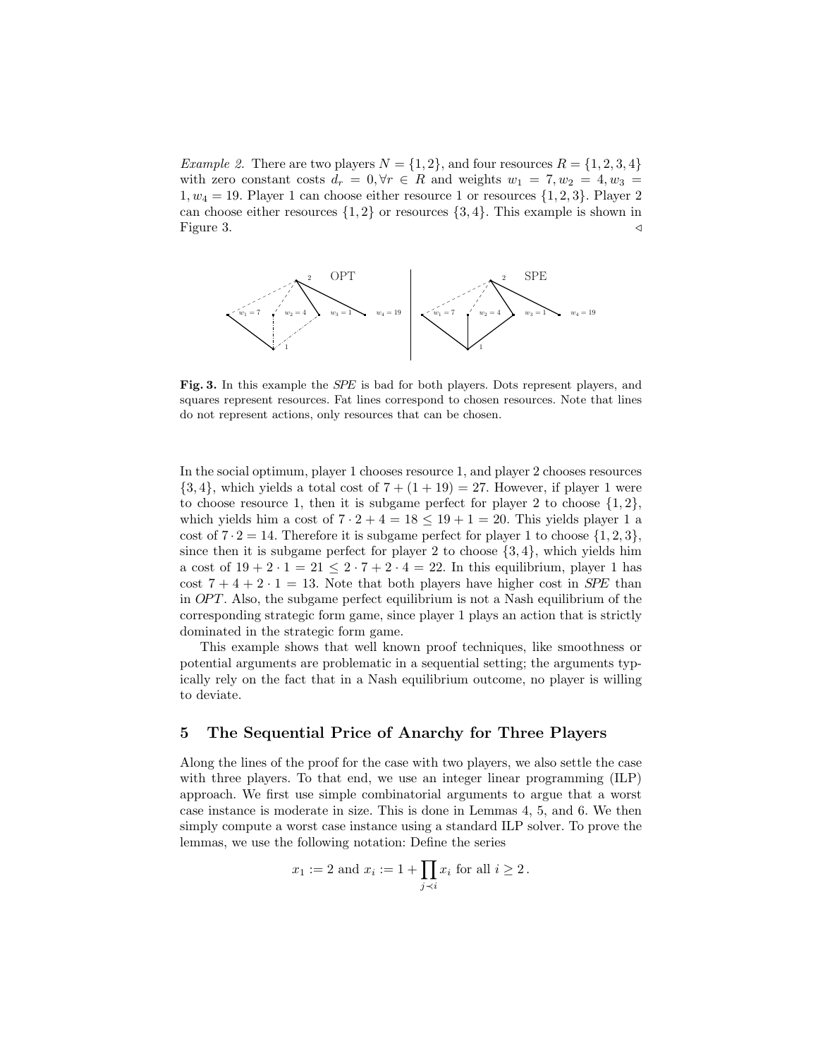*Example 2.* There are two players $N = \{1, 2\}$, and four resources $R = \{1, 2, 3, 4\}$ with zero constant costs $d_r = 0, \forall r \in R$ and weights $w_1 = 7, w_2 = 4, w_3 = 1, w_4 = 19$. Player 1 can choose either resource 1 or resources $\{1, 2, 3\}$. Player 2 can choose either resources $\{1, 2\}$ or resources $\{3, 4\}$. This example is shown in Figure 3. ◁

**Fig. 3.** In this example the *SPE* is bad for both players. Dots represent players, and squares represent resources. Fat lines correspond to chosen resources. Note that lines do not represent actions, only resources that can be chosen.

In the social optimum, player 1 chooses resource 1, and player 2 chooses resources $\{3, 4\}$, which yields a total cost of $7 + (1 + 19) = 27$. However, if player 1 were to choose resource 1, then it is subgame perfect for player 2 to choose $\{1, 2\}$, which yields him a cost of $7 \cdot 2 + 4 = 18 \leq 19 + 1 = 20$. This yields player 1 a cost of $7 \cdot 2 = 14$. Therefore it is subgame perfect for player 1 to choose $\{1, 2, 3\}$, since then it is subgame perfect for player 2 to choose $\{3, 4\}$, which yields him a cost of $19 + 2 \cdot 1 = 21 \leq 2 \cdot 7 + 2 \cdot 4 = 22$. In this equilibrium, player 1 has cost $7 + 4 + 2 \cdot 1 = 13$. Note that both players have higher cost in *SPE* than in *OPT*. Also, the subgame perfect equilibrium is not a Nash equilibrium of the corresponding strategic form game, since player 1 plays an action that is strictly dominated in the strategic form game.

This example shows that well known proof techniques, like smoothness or potential arguments are problematic in a sequential setting; the arguments typically rely on the fact that in a Nash equilibrium outcome, no player is willing to deviate.

## 5 The Sequential Price of Anarchy for Three Players

Along the lines of the proof for the case with two players, we also settle the case with three players. To that end, we use an integer linear programming (ILP) approach. We first use simple combinatorial arguments to argue that a worst case instance is moderate in size. This is done in Lemmas 4, 5, and 6. We then simply compute a worst case instance using a standard ILP solver. To prove the lemmas, we use the following notation: Define the series

$$x_1 := 2 \text{ and } x_i := 1 + \prod_{j \prec i} x_i \text{ for all } i \geq 2 \,.$$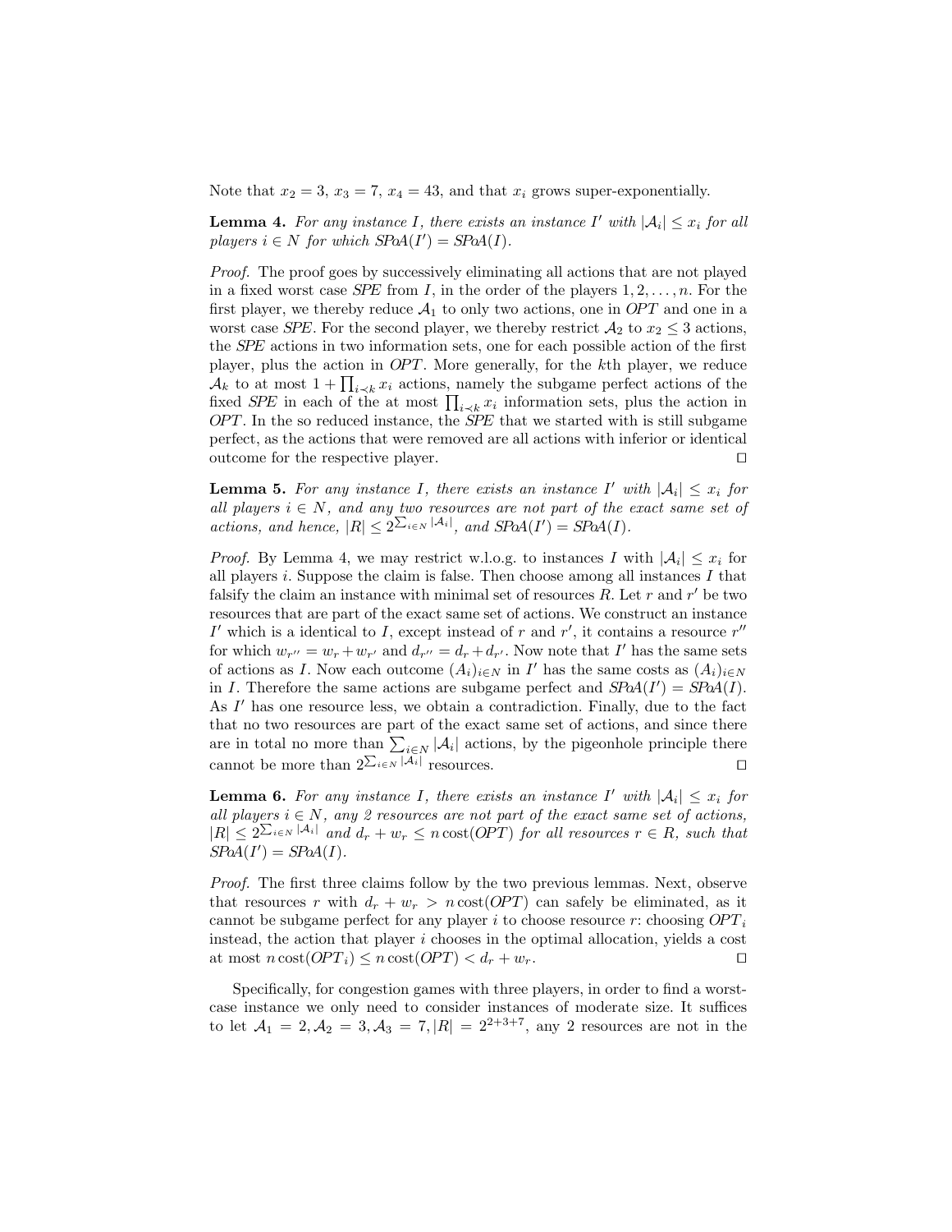Note that $x_2 = 3$, $x_3 = 7$, $x_4 = 43$, and that $x_i$ grows super-exponentially.

**Lemma 4.** *For any instance $I$, there exists an instance $I'$ with $|\mathcal{A}_i| \le x_i$ for all players $i \in N$ for which $SPoA(I') = SPoA(I)$.*

*Proof.* The proof goes by successively eliminating all actions that are not played in a fixed worst case *SPE* from $I$, in the order of the players $1, 2, \ldots, n$. For the first player, we thereby reduce $\mathcal{A}_1$ to only two actions, one in *OPT* and one in a worst case *SPE*. For the second player, we thereby restrict $\mathcal{A}_2$ to $x_2 \le 3$ actions, the *SPE* actions in two information sets, one for each possible action of the first player, plus the action in *OPT*. More generally, for the $k$th player, we reduce $\mathcal{A}_k$ to at most $1 + \prod_{i \prec k} x_i$ actions, namely the subgame perfect actions of the fixed *SPE* in each of the at most $\prod_{i \prec k} x_i$ information sets, plus the action in *OPT*. In the so reduced instance, the *SPE* that we started with is still subgame perfect, as the actions that were removed are all actions with inferior or identical outcome for the respective player. □

**Lemma 5.** *For any instance $I$, there exists an instance $I'$ with $|\mathcal{A}_i| \le x_i$ for all players $i \in N$, and any two resources are not part of the exact same set of actions, and hence, $|R| \le 2^{\sum_{i \in N} |\mathcal{A}_i|}$, and $SPoA(I') = SPoA(I)$.*

*Proof.* By Lemma 4, we may restrict w.l.o.g. to instances $I$ with $|\mathcal{A}_i| \le x_i$ for all players $i$. Suppose the claim is false. Then choose among all instances $I$ that falsify the claim an instance with minimal set of resources $R$. Let $r$ and $r'$ be two resources that are part of the exact same set of actions. We construct an instance $I'$ which is a identical to $I$, except instead of $r$ and $r'$, it contains a resource $r''$ for which $w_{r''} = w_r + w_{r'}$ and $d_{r''} = d_r + d_{r'}$. Now note that $I'$ has the same sets of actions as $I$. Now each outcome $(A_i)_{i \in N}$ in $I'$ has the same costs as $(A_i)_{i \in N}$ in $I$. Therefore the same actions are subgame perfect and $SPoA(I') = SPoA(I)$. As $I'$ has one resource less, we obtain a contradiction. Finally, due to the fact that no two resources are part of the exact same set of actions, and since there are in total no more than $\sum_{i \in N} |\mathcal{A}_i|$ actions, by the pigeonhole principle there cannot be more than $2^{\sum_{i \in N} |\mathcal{A}_i|}$ resources. □

**Lemma 6.** *For any instance $I$, there exists an instance $I'$ with $|\mathcal{A}_i| \le x_i$ for all players $i \in N$, any 2 resources are not part of the exact same set of actions, $|R| \le 2^{\sum_{i \in N} |\mathcal{A}_i|}$ and $d_r + w_r \le n \operatorname{cost}(OPT)$ for all resources $r \in R$, such that $SPoA(I') = SPoA(I)$.*

*Proof.* The first three claims follow by the two previous lemmas. Next, observe that resources $r$ with $d_r + w_r > n \operatorname{cost}(OPT)$ can safely be eliminated, as it cannot be subgame perfect for any player $i$ to choose resource $r$: choosing $OPT_i$ instead, the action that player $i$ chooses in the optimal allocation, yields a cost at most $n \operatorname{cost}(OPT_i) \le n \operatorname{cost}(OPT) < d_r + w_r$. □

Specifically, for congestion games with three players, in order to find a worst-case instance we only need to consider instances of moderate size. It suffices to let $\mathcal{A}_1 = 2, \mathcal{A}_2 = 3, \mathcal{A}_3 = 7, |R| = 2^{2+3+7}$, any 2 resources are not in the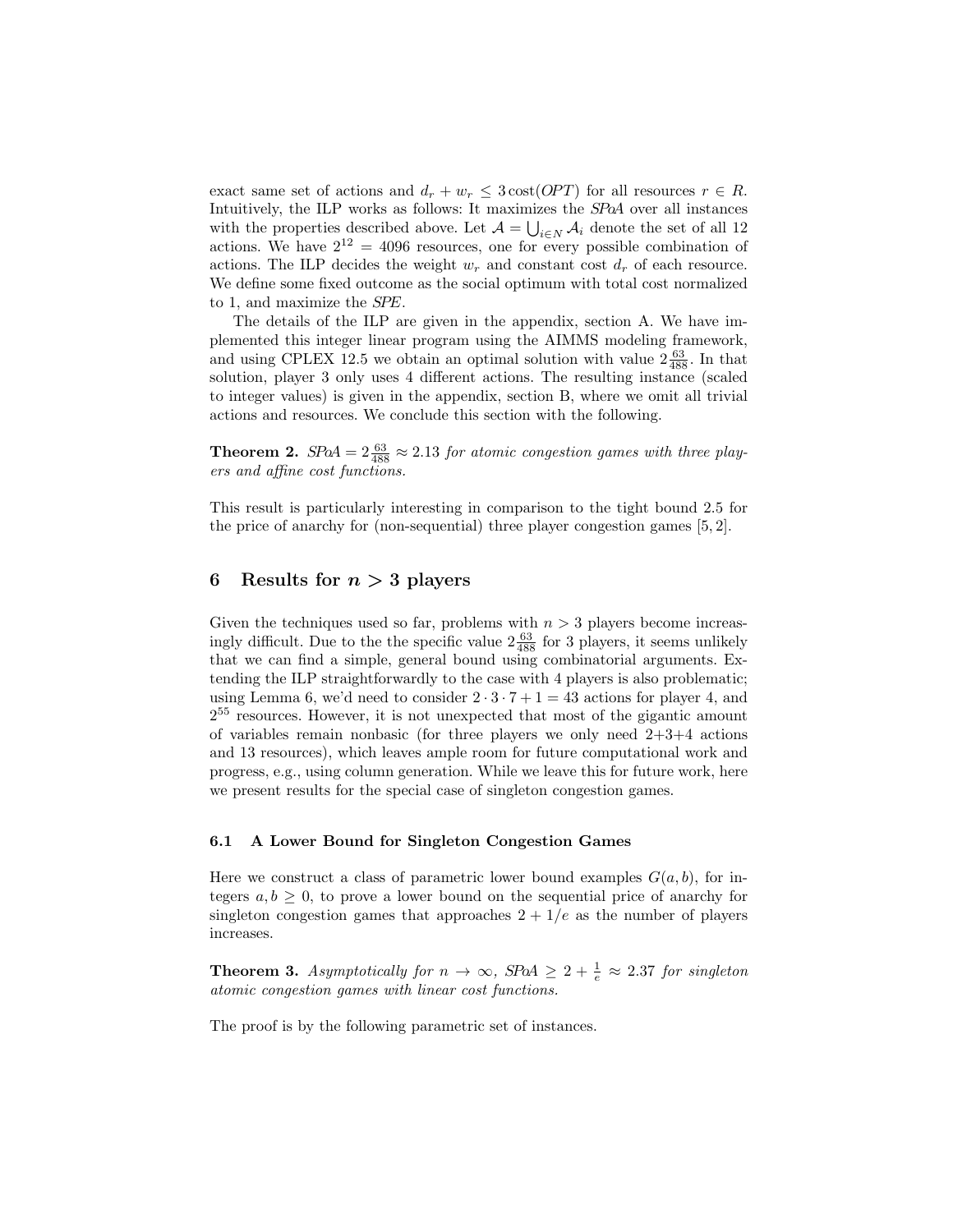exact same set of actions and $d_r + w_r \leq 3\,\text{cost}(OPT)$ for all resources $r \in R$. Intuitively, the ILP works as follows: It maximizes the *SPoA* over all instances with the properties described above. Let $\mathcal{A} = \bigcup_{i \in N} \mathcal{A}_i$ denote the set of all 12 actions. We have $2^{12} = 4096$ resources, one for every possible combination of actions. The ILP decides the weight $w_r$ and constant cost $d_r$ of each resource. We define some fixed outcome as the social optimum with total cost normalized to 1, and maximize the *SPE*.

The details of the ILP are given in the appendix, section A. We have implemented this integer linear program using the AIMMS modeling framework, and using CPLEX 12.5 we obtain an optimal solution with value $2\frac{63}{488}$. In that solution, player 3 only uses 4 different actions. The resulting instance (scaled to integer values) is given in the appendix, section B, where we omit all trivial actions and resources. We conclude this section with the following.

**Theorem 2.** *$SPoA = 2\frac{63}{488} \approx 2.13$ for atomic congestion games with three players and affine cost functions.*

This result is particularly interesting in comparison to the tight bound 2.5 for the price of anarchy for (non-sequential) three player congestion games [5, 2].

## 6 Results for $n > 3$ players

Given the techniques used so far, problems with $n > 3$ players become increasingly difficult. Due to the the specific value $2\frac{63}{488}$ for 3 players, it seems unlikely that we can find a simple, general bound using combinatorial arguments. Extending the ILP straightforwardly to the case with 4 players is also problematic; using Lemma 6, we'd need to consider $2 \cdot 3 \cdot 7 + 1 = 43$ actions for player 4, and $2^{55}$ resources. However, it is not unexpected that most of the gigantic amount of variables remain nonbasic (for three players we only need 2+3+4 actions and 13 resources), which leaves ample room for future computational work and progress, e.g., using column generation. While we leave this for future work, here we present results for the special case of singleton congestion games.

### 6.1 A Lower Bound for Singleton Congestion Games

Here we construct a class of parametric lower bound examples $G(a, b)$, for integers $a, b \geq 0$, to prove a lower bound on the sequential price of anarchy for singleton congestion games that approaches $2 + 1/e$ as the number of players increases.

**Theorem 3.** *Asymptotically for $n \to \infty$, $SPoA \geq 2 + \frac{1}{e} \approx 2.37$ for singleton atomic congestion games with linear cost functions.*

The proof is by the following parametric set of instances.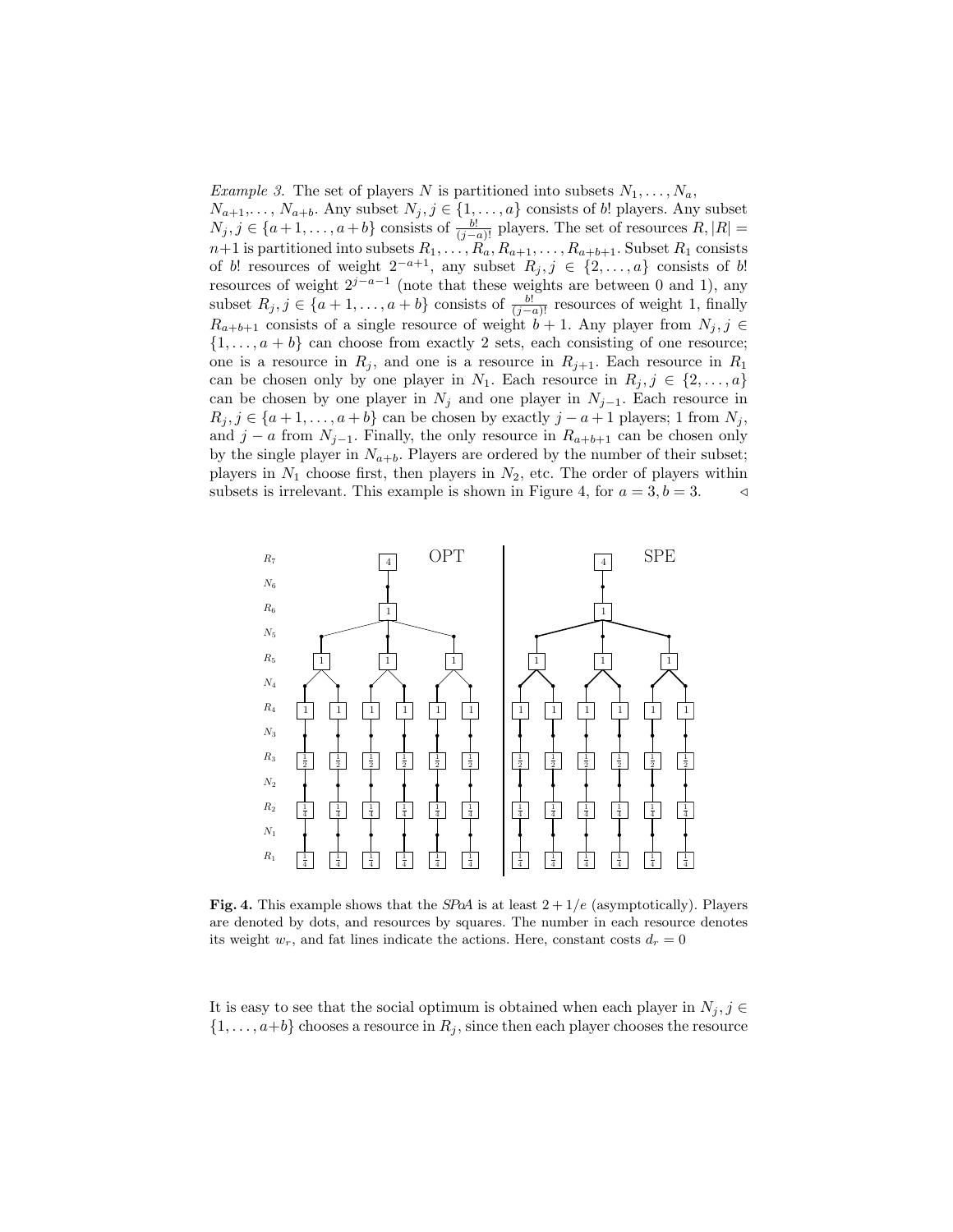*Example 3.* The set of players $N$ is partitioned into subsets $N_1, \ldots, N_a$, $N_{a+1}, \ldots, N_{a+b}$. Any subset $N_j, j \in \{1, \ldots, a\}$ consists of $b!$ players. Any subset $N_j, j \in \{a+1, \ldots, a+b\}$ consists of $\frac{b!}{(j-a)!}$ players. The set of resources $R, |R| = n+1$ is partitioned into subsets $R_1, \ldots, R_a, R_{a+1}, \ldots, R_{a+b+1}$. Subset $R_1$ consists of $b!$ resources of weight $2^{-a+1}$, any subset $R_j, j \in \{2, \ldots, a\}$ consists of $b!$ resources of weight $2^{j-a-1}$ (note that these weights are between 0 and 1), any subset $R_j, j \in \{a+1, \ldots, a+b\}$ consists of $\frac{b!}{(j-a)!}$ resources of weight 1, finally $R_{a+b+1}$ consists of a single resource of weight $b+1$. Any player from $N_j, j \in \{1, \ldots, a+b\}$ can choose from exactly 2 sets, each consisting of one resource; one is a resource in $R_j$, and one is a resource in $R_{j+1}$. Each resource in $R_1$ can be chosen only by one player in $N_1$. Each resource in $R_j, j \in \{2, \ldots, a\}$ can be chosen by one player in $N_j$ and one player in $N_{j-1}$. Each resource in $R_j, j \in \{a+1, \ldots, a+b\}$ can be chosen by exactly $j-a+1$ players; 1 from $N_j$, and $j-a$ from $N_{j-1}$. Finally, the only resource in $R_{a+b+1}$ can be chosen only by the single player in $N_{a+b}$. Players are ordered by the number of their subset; players in $N_1$ choose first, then players in $N_2$, etc. The order of players within subsets is irrelevant. This example is shown in Figure 4, for $a = 3, b = 3$. $\triangleleft$

**Fig. 4.** This example shows that the *SPoA* is at least $2 + 1/e$ (asymptotically). Players are denoted by dots, and resources by squares. The number in each resource denotes its weight $w_r$, and fat lines indicate the actions. Here, constant costs $d_r = 0$

It is easy to see that the social optimum is obtained when each player in $N_j, j \in \{1, \ldots, a+b\}$ chooses a resource in $R_j$, since then each player chooses the resource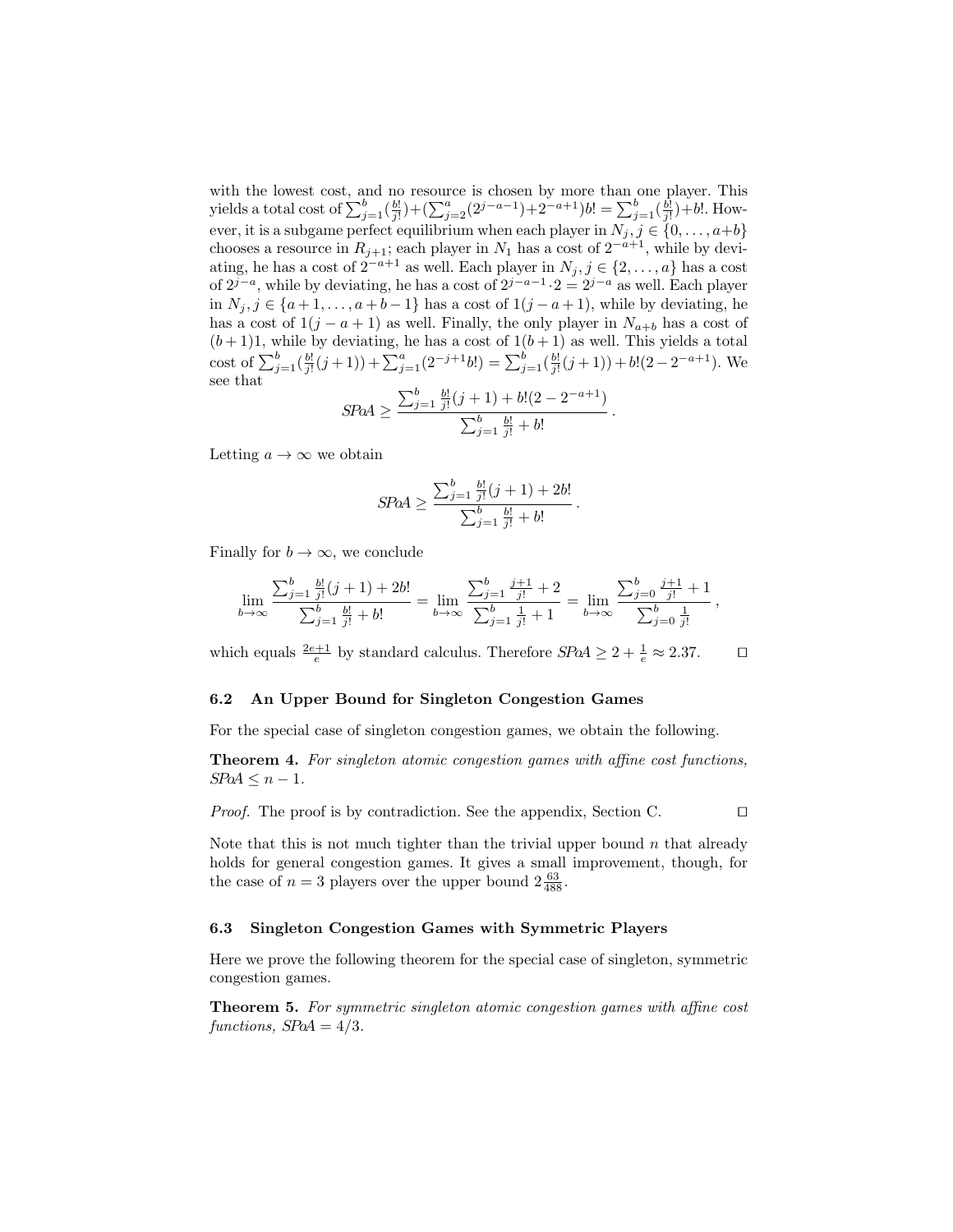with the lowest cost, and no resource is chosen by more than one player. This yields a total cost of $\sum_{j=1}^{b}(\frac{b!}{j!})+(\sum_{j=2}^{a}(2^{j-a-1})+2^{-a+1})b! = \sum_{j=1}^{b}(\frac{b!}{j!})+b!$. However, it is a subgame perfect equilibrium when each player in $N_j, j \in \{0,\ldots,a+b\}$ chooses a resource in $R_{j+1}$; each player in $N_1$ has a cost of $2^{-a+1}$, while by deviating, he has a cost of $2^{-a+1}$ as well. Each player in $N_j, j \in \{2,\ldots,a\}$ has a cost of $2^{j-a}$, while by deviating, he has a cost of $2^{j-a-1}\cdot 2 = 2^{j-a}$ as well. Each player in $N_j, j \in \{a+1,\ldots,a+b-1\}$ has a cost of $1(j-a+1)$, while by deviating, he has a cost of $1(j-a+1)$ as well. Finally, the only player in $N_{a+b}$ has a cost of $(b+1)1$, while by deviating, he has a cost of $1(b+1)$ as well. This yields a total cost of $\sum_{j=1}^{b}(\frac{b!}{j!}(j+1))+\sum_{j=1}^{a}(2^{-j+1}b!) = \sum_{j=1}^{b}(\frac{b!}{j!}(j+1))+b!(2-2^{-a+1})$. We see that

$$SPoA \geq \frac{\sum_{j=1}^{b}\frac{b!}{j!}(j+1)+b!(2-2^{-a+1})}{\sum_{j=1}^{b}\frac{b!}{j!}+b!}\,.$$

Letting $a \to \infty$ we obtain

$$SPoA \geq \frac{\sum_{j=1}^{b}\frac{b!}{j!}(j+1)+2b!}{\sum_{j=1}^{b}\frac{b!}{j!}+b!}\,.$$

Finally for $b \to \infty$, we conclude

$$\lim_{b\to\infty}\frac{\sum_{j=1}^{b}\frac{b!}{j!}(j+1)+2b!}{\sum_{j=1}^{b}\frac{b!}{j!}+b!} = \lim_{b\to\infty}\frac{\sum_{j=1}^{b}\frac{j+1}{j!}+2}{\sum_{j=1}^{b}\frac{1}{j!}+1} = \lim_{b\to\infty}\frac{\sum_{j=0}^{b}\frac{j+1}{j!}+1}{\sum_{j=0}^{b}\frac{1}{j!}}\,,$$

which equals $\frac{2e+1}{e}$ by standard calculus. Therefore $SPoA \geq 2+\frac{1}{e} \approx 2.37$. □

### 6.2 An Upper Bound for Singleton Congestion Games

For the special case of singleton congestion games, we obtain the following.

**Theorem 4.** *For singleton atomic congestion games with affine cost functions, $SPoA \leq n-1$.*

*Proof.* The proof is by contradiction. See the appendix, Section C. □

Note that this is not much tighter than the trivial upper bound $n$ that already holds for general congestion games. It gives a small improvement, though, for the case of $n = 3$ players over the upper bound $2\frac{63}{488}$.

### 6.3 Singleton Congestion Games with Symmetric Players

Here we prove the following theorem for the special case of singleton, symmetric congestion games.

**Theorem 5.** *For symmetric singleton atomic congestion games with affine cost functions, $SPoA = 4/3$.*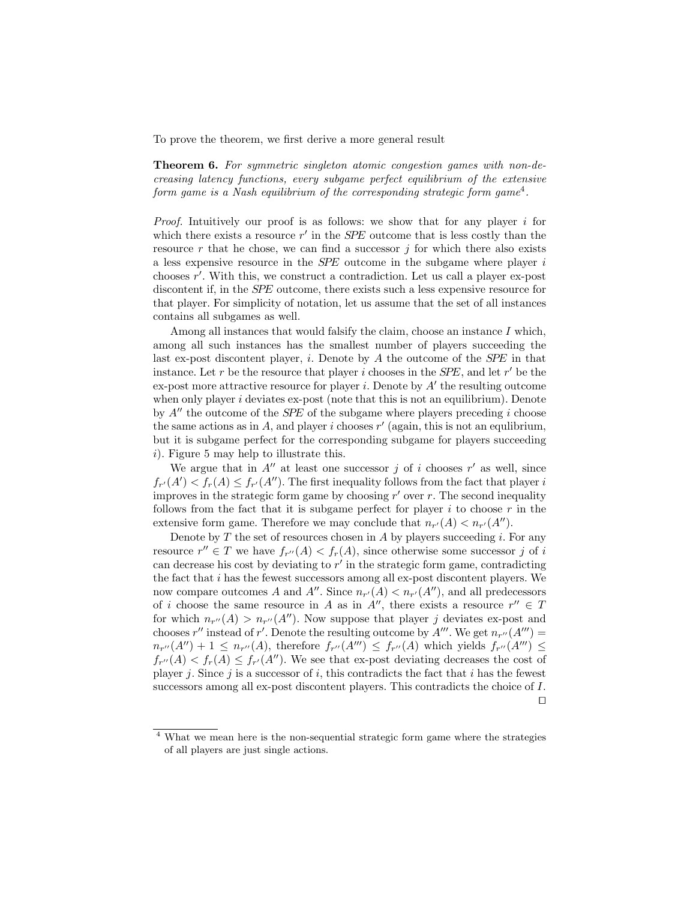To prove the theorem, we first derive a more general result

**Theorem 6.** *For symmetric singleton atomic congestion games with non-decreasing latency functions, every subgame perfect equilibrium of the extensive form game is a Nash equilibrium of the corresponding strategic form game*[4].

*Proof.* Intuitively our proof is as follows: we show that for any player $i$ for which there exists a resource $r'$ in the *SPE* outcome that is less costly than the resource $r$ that he chose, we can find a successor $j$ for which there also exists a less expensive resource in the *SPE* outcome in the subgame where player $i$ chooses $r'$. With this, we construct a contradiction. Let us call a player ex-post discontent if, in the *SPE* outcome, there exists such a less expensive resource for that player. For simplicity of notation, let us assume that the set of all instances contains all subgames as well.

Among all instances that would falsify the claim, choose an instance $I$ which, among all such instances has the smallest number of players succeeding the last ex-post discontent player, $i$. Denote by $A$ the outcome of the *SPE* in that instance. Let $r$ be the resource that player $i$ chooses in the *SPE*, and let $r'$ be the ex-post more attractive resource for player $i$. Denote by $A'$ the resulting outcome when only player $i$ deviates ex-post (note that this is not an equilibrium). Denote by $A''$ the outcome of the *SPE* of the subgame where players preceding $i$ choose the same actions as in $A$, and player $i$ chooses $r'$ (again, this is not an equlibrium, but it is subgame perfect for the corresponding subgame for players succeeding $i$). Figure 5 may help to illustrate this.

We argue that in $A''$ at least one successor $j$ of $i$ chooses $r'$ as well, since $f_{r'}(A') < f_r(A) \leq f_{r'}(A'')$. The first inequality follows from the fact that player $i$ improves in the strategic form game by choosing $r'$ over $r$. The second inequality follows from the fact that it is subgame perfect for player $i$ to choose $r$ in the extensive form game. Therefore we may conclude that $n_{r'}(A) < n_{r'}(A'')$.

Denote by $T$ the set of resources chosen in $A$ by players succeeding $i$. For any resource $r'' \in T$ we have $f_{r''}(A) < f_r(A)$, since otherwise some successor $j$ of $i$ can decrease his cost by deviating to $r'$ in the strategic form game, contradicting the fact that $i$ has the fewest successors among all ex-post discontent players. We now compare outcomes $A$ and $A''$. Since $n_{r'}(A) < n_{r'}(A'')$, and all predecessors of $i$ choose the same resource in $A$ as in $A''$, there exists a resource $r'' \in T$ for which $n_{r''}(A) > n_{r''}(A'')$. Now suppose that player $j$ deviates ex-post and chooses $r''$ instead of $r'$. Denote the resulting outcome by $A'''$. We get $n_{r''}(A''') = n_{r''}(A'') + 1 \leq n_{r''}(A)$, therefore $f_{r''}(A''') \leq f_{r''}(A)$ which yields $f_{r''}(A''') \leq f_{r''}(A) < f_r(A) \leq f_{r'}(A'')$. We see that ex-post deviating decreases the cost of player $j$. Since $j$ is a successor of $i$, this contradicts the fact that $i$ has the fewest successors among all ex-post discontent players. This contradicts the choice of $I$. □

[4] What we mean here is the non-sequential strategic form game where the strategies of all players are just single actions.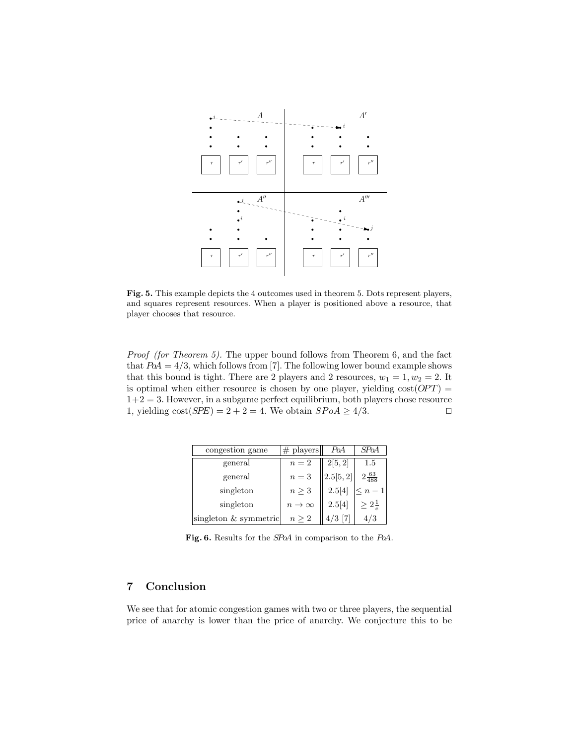**Fig. 5.** This example depicts the 4 outcomes used in theorem 5. Dots represent players, and squares represent resources. When a player is positioned above a resource, that player chooses that resource.

*Proof (for Theorem 5).* The upper bound follows from Theorem 6, and the fact that $PoA = 4/3$, which follows from [7]. The following lower bound example shows that this bound is tight. There are 2 players and 2 resources, $w_1 = 1, w_2 = 2$. It is optimal when either resource is chosen by one player, yielding $\text{cost}(OPT) = 1+2 = 3$. However, in a subgame perfect equilibrium, both players chose resource 1, yielding $\text{cost}(SPE) = 2 + 2 = 4$. We obtain $SPoA \geq 4/3$. □

| congestion game | # players | *PoA* | *SPoA* |
|---|---|---|---|
| general | $n = 2$ | 2[5, 2] | 1.5 |
| general | $n = 3$ | 2.5[5, 2] | $2\frac{63}{488}$ |
| singleton | $n \geq 3$ | 2.5[4] | $\leq n-1$ |
| singleton | $n \to \infty$ | 2.5[4] | $\geq 2\frac{1}{e}$ |
| singleton & symmetric | $n \geq 2$ | 4/3 [7] | 4/3 |

**Fig. 6.** Results for the *SPoA* in comparison to the *PoA*.

## 7 Conclusion

We see that for atomic congestion games with two or three players, the sequential price of anarchy is lower than the price of anarchy. We conjecture this to be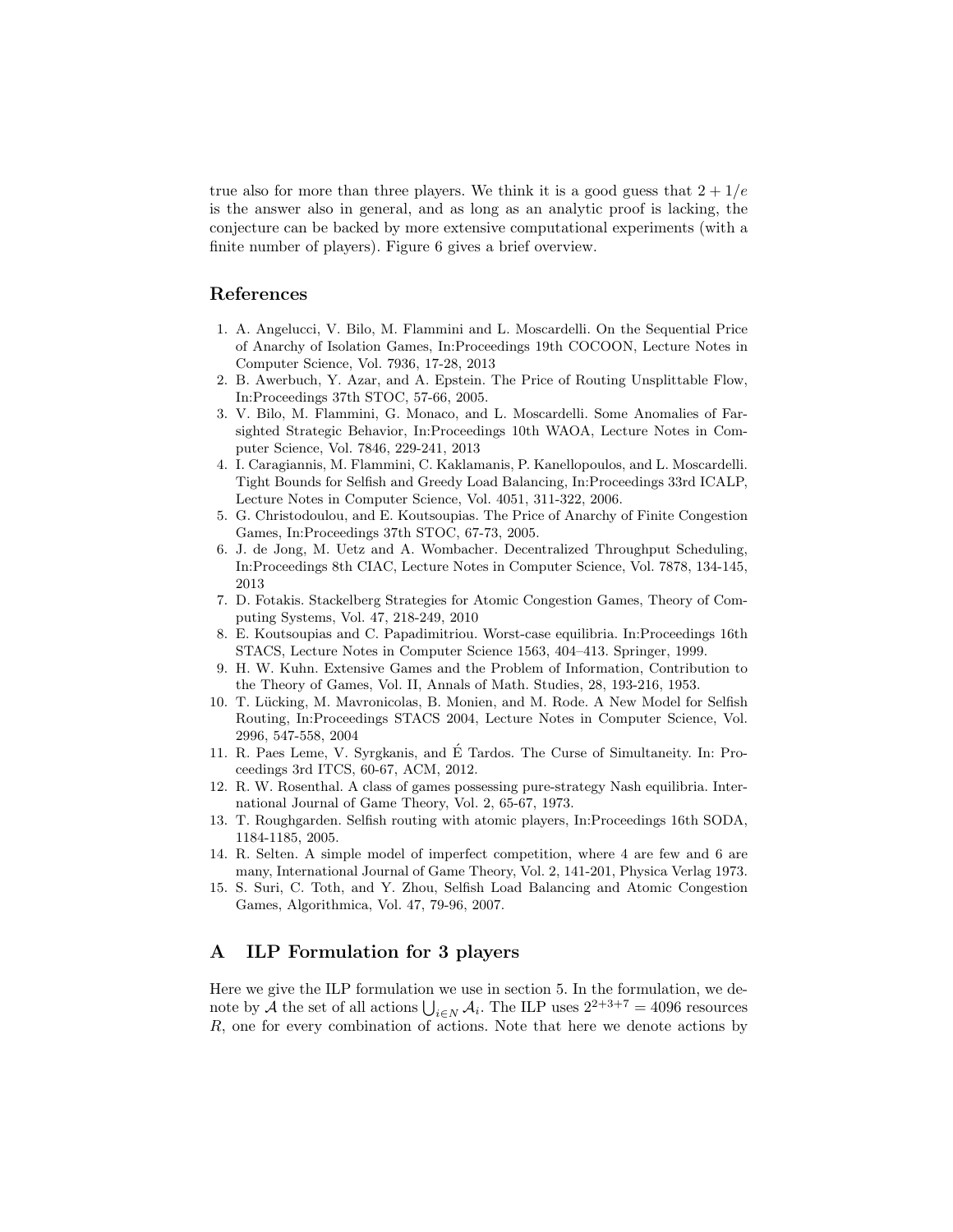true also for more than three players. We think it is a good guess that $2 + 1/e$ is the answer also in general, and as long as an analytic proof is lacking, the conjecture can be backed by more extensive computational experiments (with a finite number of players). Figure 6 gives a brief overview.

## References

1. A. Angelucci, V. Bilo, M. Flammini and L. Moscardelli. On the Sequential Price of Anarchy of Isolation Games, In:Proceedings 19th COCOON, Lecture Notes in Computer Science, Vol. 7936, 17-28, 2013
2. B. Awerbuch, Y. Azar, and A. Epstein. The Price of Routing Unsplittable Flow, In:Proceedings 37th STOC, 57-66, 2005.
3. V. Bilo, M. Flammini, G. Monaco, and L. Moscardelli. Some Anomalies of Farsighted Strategic Behavior, In:Proceedings 10th WAOA, Lecture Notes in Computer Science, Vol. 7846, 229-241, 2013
4. I. Caragiannis, M. Flammini, C. Kaklamanis, P. Kanellopoulos, and L. Moscardelli. Tight Bounds for Selfish and Greedy Load Balancing, In:Proceedings 33rd ICALP, Lecture Notes in Computer Science, Vol. 4051, 311-322, 2006.
5. G. Christodoulou, and E. Koutsoupias. The Price of Anarchy of Finite Congestion Games, In:Proceedings 37th STOC, 67-73, 2005.
6. J. de Jong, M. Uetz and A. Wombacher. Decentralized Throughput Scheduling, In:Proceedings 8th CIAC, Lecture Notes in Computer Science, Vol. 7878, 134-145, 2013
7. D. Fotakis. Stackelberg Strategies for Atomic Congestion Games, Theory of Computing Systems, Vol. 47, 218-249, 2010
8. E. Koutsoupias and C. Papadimitriou. Worst-case equilibria. In:Proceedings 16th STACS, Lecture Notes in Computer Science 1563, 404–413. Springer, 1999.
9. H. W. Kuhn. Extensive Games and the Problem of Information, Contribution to the Theory of Games, Vol. II, Annals of Math. Studies, 28, 193-216, 1953.
10. T. Lücking, M. Mavronicolas, B. Monien, and M. Rode. A New Model for Selfish Routing, In:Proceedings STACS 2004, Lecture Notes in Computer Science, Vol. 2996, 547-558, 2004
11. R. Paes Leme, V. Syrgkanis, and É Tardos. The Curse of Simultaneity. In: Proceedings 3rd ITCS, 60-67, ACM, 2012.
12. R. W. Rosenthal. A class of games possessing pure-strategy Nash equilibria. International Journal of Game Theory, Vol. 2, 65-67, 1973.
13. T. Roughgarden. Selfish routing with atomic players, In:Proceedings 16th SODA, 1184-1185, 2005.
14. R. Selten. A simple model of imperfect competition, where 4 are few and 6 are many, International Journal of Game Theory, Vol. 2, 141-201, Physica Verlag 1973.
15. S. Suri, C. Toth, and Y. Zhou, Selfish Load Balancing and Atomic Congestion Games, Algorithmica, Vol. 47, 79-96, 2007.

## A ILP Formulation for 3 players

Here we give the ILP formulation we use in section 5. In the formulation, we denote by $\mathcal{A}$ the set of all actions $\bigcup_{i \in N} \mathcal{A}_i$. The ILP uses $2^{2+3+7} = 4096$ resources $R$, one for every combination of actions. Note that here we denote actions by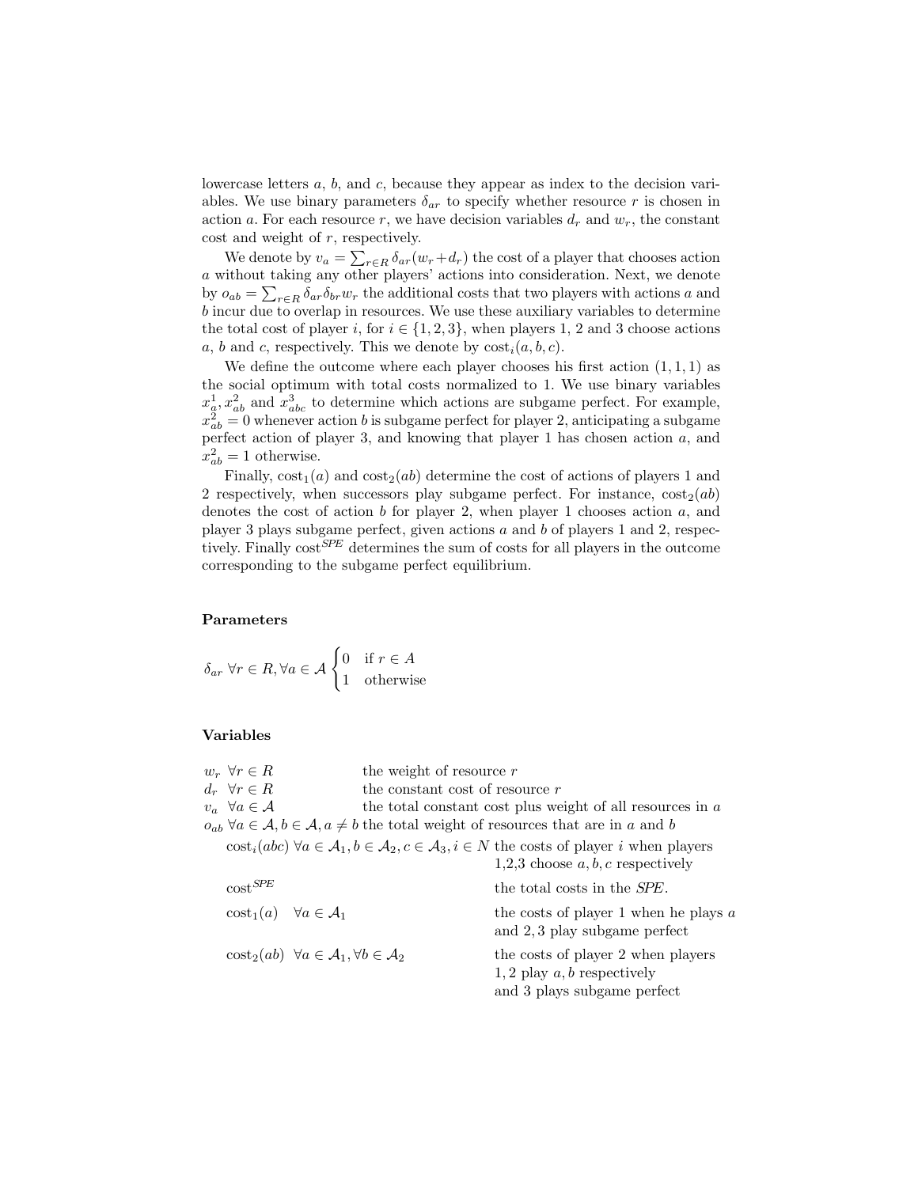lowercase letters $a$, $b$, and $c$, because they appear as index to the decision variables. We use binary parameters $\delta_{ar}$ to specify whether resource $r$ is chosen in action $a$. For each resource $r$, we have decision variables $d_r$ and $w_r$, the constant cost and weight of $r$, respectively.

We denote by $v_a = \sum_{r\in R} \delta_{ar}(w_r + d_r)$ the cost of a player that chooses action $a$ without taking any other players' actions into consideration. Next, we denote by $o_{ab} = \sum_{r\in R} \delta_{ar}\delta_{br} w_r$ the additional costs that two players with actions $a$ and $b$ incur due to overlap in resources. We use these auxiliary variables to determine the total cost of player $i$, for $i \in \{1, 2, 3\}$, when players 1, 2 and 3 choose actions $a$, $b$ and $c$, respectively. This we denote by $\text{cost}_i(a, b, c)$.

We define the outcome where each player chooses his first action $(1, 1, 1)$ as the social optimum with total costs normalized to 1. We use binary variables $x^1_a, x^2_{ab}$ and $x^3_{abc}$ to determine which actions are subgame perfect. For example, $x^2_{ab} = 0$ whenever action $b$ is subgame perfect for player 2, anticipating a subgame perfect action of player 3, and knowing that player 1 has chosen action $a$, and $x^2_{ab} = 1$ otherwise.

Finally, $\text{cost}_1(a)$ and $\text{cost}_2(ab)$ determine the cost of actions of players 1 and 2 respectively, when successors play subgame perfect. For instance, $\text{cost}_2(ab)$ denotes the cost of action $b$ for player 2, when player 1 chooses action $a$, and player 3 plays subgame perfect, given actions $a$ and $b$ of players 1 and 2, respectively. Finally $\text{cost}^{SPE}$ determines the sum of costs for all players in the outcome corresponding to the subgame perfect equilibrium.

**Parameters**

$$\delta_{ar}\ \forall r \in R, \forall a \in \mathcal{A} \begin{cases} 0 & \text{if } r \in A \\ 1 & \text{otherwise} \end{cases}$$

**Variables**

| | |
|---|---|
| $w_r\ \forall r \in R$ | the weight of resource $r$ |
| $d_r\ \forall r \in R$ | the constant cost of resource $r$ |
| $v_a\ \forall a \in \mathcal{A}$ | the total constant cost plus weight of all resources in $a$ |
| $o_{ab}\ \forall a \in \mathcal{A}, b \in \mathcal{A}, a \neq b$ | the total weight of resources that are in $a$ and $b$ |
| $\text{cost}_i(abc)\ \forall a \in \mathcal{A}_1, b \in \mathcal{A}_2, c \in \mathcal{A}_3, i \in N$ | the costs of player $i$ when players 1,2,3 choose $a, b, c$ respectively |
| $\text{cost}^{SPE}$ | the total costs in the *SPE*. |
| $\text{cost}_1(a)\quad \forall a \in \mathcal{A}_1$ | the costs of player 1 when he plays $a$ and $2, 3$ play subgame perfect |
| $\text{cost}_2(ab)\ \ \forall a \in \mathcal{A}_1, \forall b \in \mathcal{A}_2$ | the costs of player 2 when players $1, 2$ play $a, b$ respectively and 3 plays subgame perfect |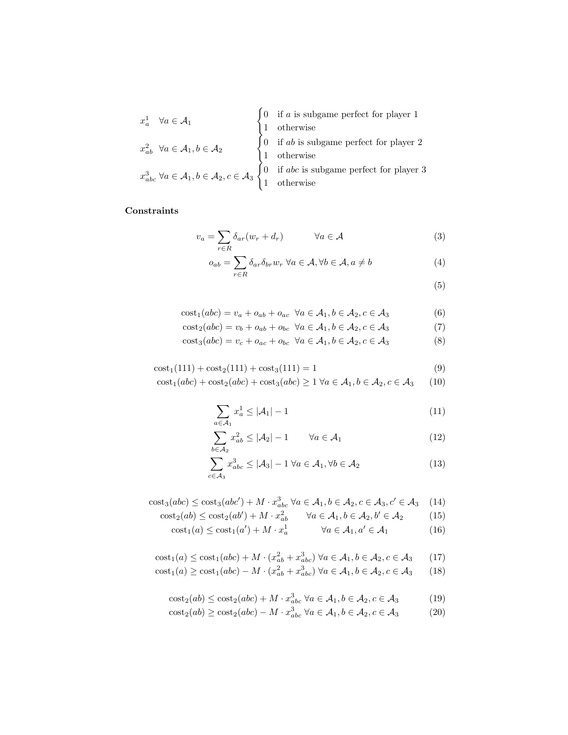$$
x_a^1 \quad \forall a \in \mathcal{A}_1 \qquad \begin{cases} 0 & \text{if } a \text{ is subgame perfect for player 1} \\ 1 & \text{otherwise} \end{cases}
$$

$$
x_{ab}^2 \quad \forall a \in \mathcal{A}_1, b \in \mathcal{A}_2 \qquad \begin{cases} 0 & \text{if } ab \text{ is subgame perfect for player 2} \\ 1 & \text{otherwise} \end{cases}
$$

$$
x_{abc}^3 \ \forall a \in \mathcal{A}_1, b \in \mathcal{A}_2, c \in \mathcal{A}_3 \ \begin{cases} 0 & \text{if } abc \text{ is subgame perfect for player 3} \\ 1 & \text{otherwise} \end{cases}
$$

**Constraints**

$$
v_a = \sum_{r \in R} \delta_{ar}(w_r + d_r) \qquad \forall a \in \mathcal{A} \tag{3}
$$

$$
o_{ab} = \sum_{r \in R} \delta_{ar}\delta_{br} w_r \ \forall a \in \mathcal{A}, \forall b \in \mathcal{A}, a \neq b \tag{4}
$$

$$
\tag{5}
$$

$$
\text{cost}_1(abc) = v_a + o_{ab} + o_{ac} \ \ \forall a \in \mathcal{A}_1, b \in \mathcal{A}_2, c \in \mathcal{A}_3 \tag{6}
$$

$$
\text{cost}_2(abc) = v_b + o_{ab} + o_{bc} \ \ \forall a \in \mathcal{A}_1, b \in \mathcal{A}_2, c \in \mathcal{A}_3 \tag{7}
$$

$$
\text{cost}_3(abc) = v_c + o_{ac} + o_{bc} \ \ \forall a \in \mathcal{A}_1, b \in \mathcal{A}_2, c \in \mathcal{A}_3 \tag{8}
$$

$$
\text{cost}_1(111) + \text{cost}_2(111) + \text{cost}_3(111) = 1 \tag{9}
$$

$$
\text{cost}_1(abc) + \text{cost}_2(abc) + \text{cost}_3(abc) \geq 1 \ \forall a \in \mathcal{A}_1, b \in \mathcal{A}_2, c \in \mathcal{A}_3 \tag{10}
$$

$$
\sum_{a \in \mathcal{A}_1} x_a^1 \leq |\mathcal{A}_1| - 1 \tag{11}
$$

$$
\sum_{b \in \mathcal{A}_2} x_{ab}^2 \leq |\mathcal{A}_2| - 1 \qquad \forall a \in \mathcal{A}_1 \tag{12}
$$

$$
\sum_{c \in \mathcal{A}_3} x_{abc}^3 \leq |\mathcal{A}_3| - 1 \ \forall a \in \mathcal{A}_1, \forall b \in \mathcal{A}_2 \tag{13}
$$

$$
\text{cost}_3(abc) \leq \text{cost}_3(abc') + M \cdot x_{abc}^3 \ \forall a \in \mathcal{A}_1, b \in \mathcal{A}_2, c \in \mathcal{A}_3, c' \in \mathcal{A}_3 \tag{14}
$$

$$
\text{cost}_2(ab) \leq \text{cost}_2(ab') + M \cdot x_{ab}^2 \qquad \forall a \in \mathcal{A}_1, b \in \mathcal{A}_2, b' \in \mathcal{A}_2 \tag{15}
$$

$$
\text{cost}_1(a) \leq \text{cost}_1(a') + M \cdot x_a^1 \qquad \forall a \in \mathcal{A}_1, a' \in \mathcal{A}_1 \tag{16}
$$

$$
\text{cost}_1(a) \leq \text{cost}_1(abc) + M \cdot (x_{ab}^2 + x_{abc}^3) \ \forall a \in \mathcal{A}_1, b \in \mathcal{A}_2, c \in \mathcal{A}_3 \tag{17}
$$

$$
\text{cost}_1(a) \geq \text{cost}_1(abc) - M \cdot (x_{ab}^2 + x_{abc}^3) \ \forall a \in \mathcal{A}_1, b \in \mathcal{A}_2, c \in \mathcal{A}_3 \tag{18}
$$

$$
\text{cost}_2(ab) \leq \text{cost}_2(abc) + M \cdot x_{abc}^3 \ \forall a \in \mathcal{A}_1, b \in \mathcal{A}_2, c \in \mathcal{A}_3 \tag{19}
$$

$$
\text{cost}_2(ab) \geq \text{cost}_2(abc) - M \cdot x_{abc}^3 \ \forall a \in \mathcal{A}_1, b \in \mathcal{A}_2, c \in \mathcal{A}_3 \tag{20}
$$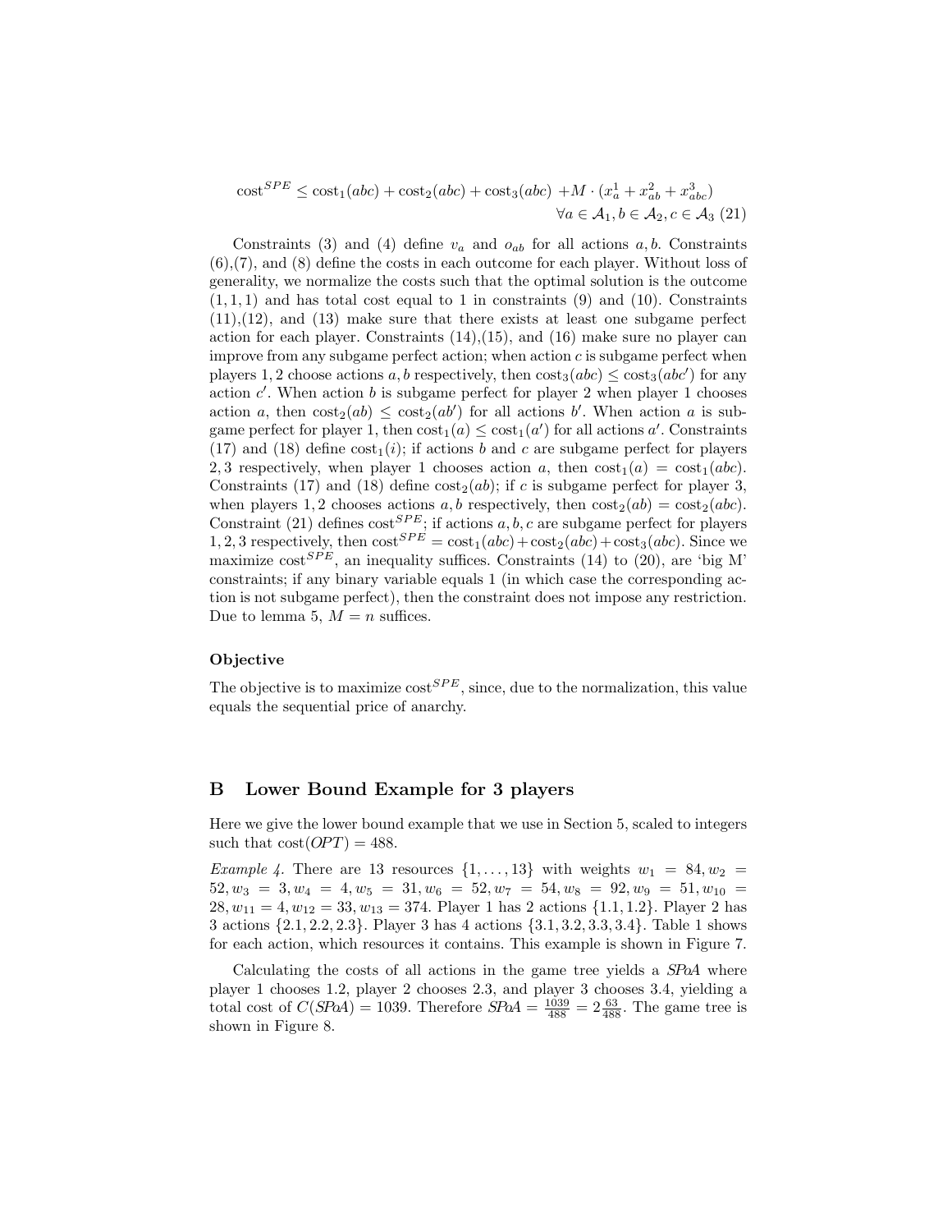$$\text{cost}^{SPE} \leq \text{cost}_1(abc) + \text{cost}_2(abc) + \text{cost}_3(abc) + M \cdot (x_a^1 + x_{ab}^2 + x_{abc}^3)$$
$$\forall a \in \mathcal{A}_1, b \in \mathcal{A}_2, c \in \mathcal{A}_3 \quad (21)$$

Constraints (3) and (4) define $v_a$ and $o_{ab}$ for all actions $a, b$. Constraints (6),(7), and (8) define the costs in each outcome for each player. Without loss of generality, we normalize the costs such that the optimal solution is the outcome $(1, 1, 1)$ and has total cost equal to 1 in constraints (9) and (10). Constraints (11),(12), and (13) make sure that there exists at least one subgame perfect action for each player. Constraints (14),(15), and (16) make sure no player can improve from any subgame perfect action; when action $c$ is subgame perfect when players 1, 2 choose actions $a, b$ respectively, then $\text{cost}_3(abc) \leq \text{cost}_3(abc')$ for any action $c'$. When action $b$ is subgame perfect for player 2 when player 1 chooses action $a$, then $\text{cost}_2(ab) \leq \text{cost}_2(ab')$ for all actions $b'$. When action $a$ is subgame perfect for player 1, then $\text{cost}_1(a) \leq \text{cost}_1(a')$ for all actions $a'$. Constraints (17) and (18) define $\text{cost}_1(i)$; if actions $b$ and $c$ are subgame perfect for players 2, 3 respectively, when player 1 chooses action $a$, then $\text{cost}_1(a) = \text{cost}_1(abc)$. Constraints (17) and (18) define $\text{cost}_2(ab)$; if $c$ is subgame perfect for player 3, when players 1, 2 chooses actions $a, b$ respectively, then $\text{cost}_2(ab) = \text{cost}_2(abc)$. Constraint (21) defines $\text{cost}^{SPE}$; if actions $a, b, c$ are subgame perfect for players 1, 2, 3 respectively, then $\text{cost}^{SPE} = \text{cost}_1(abc) + \text{cost}_2(abc) + \text{cost}_3(abc)$. Since we maximize $\text{cost}^{SPE}$, an inequality suffices. Constraints (14) to (20), are 'big M' constraints; if any binary variable equals 1 (in which case the corresponding action is not subgame perfect), then the constraint does not impose any restriction. Due to lemma 5, $M = n$ suffices.

#### Objective

The objective is to maximize $\text{cost}^{SPE}$, since, due to the normalization, this value equals the sequential price of anarchy.

## B Lower Bound Example for 3 players

Here we give the lower bound example that we use in Section 5, scaled to integers such that $\text{cost}(OPT) = 488$.

*Example 4.* There are 13 resources $\{1, \ldots, 13\}$ with weights $w_1 = 84, w_2 = 52, w_3 = 3, w_4 = 4, w_5 = 31, w_6 = 52, w_7 = 54, w_8 = 92, w_9 = 51, w_{10} = 28, w_{11} = 4, w_{12} = 33, w_{13} = 374$. Player 1 has 2 actions $\{1.1, 1.2\}$. Player 2 has 3 actions $\{2.1, 2.2, 2.3\}$. Player 3 has 4 actions $\{3.1, 3.2, 3.3, 3.4\}$. Table 1 shows for each action, which resources it contains. This example is shown in Figure 7.

Calculating the costs of all actions in the game tree yields a *SPoA* where player 1 chooses 1.2, player 2 chooses 2.3, and player 3 chooses 3.4, yielding a total cost of $C(SPoA) = 1039$. Therefore $SPoA = \frac{1039}{488} = 2\frac{63}{488}$. The game tree is shown in Figure 8.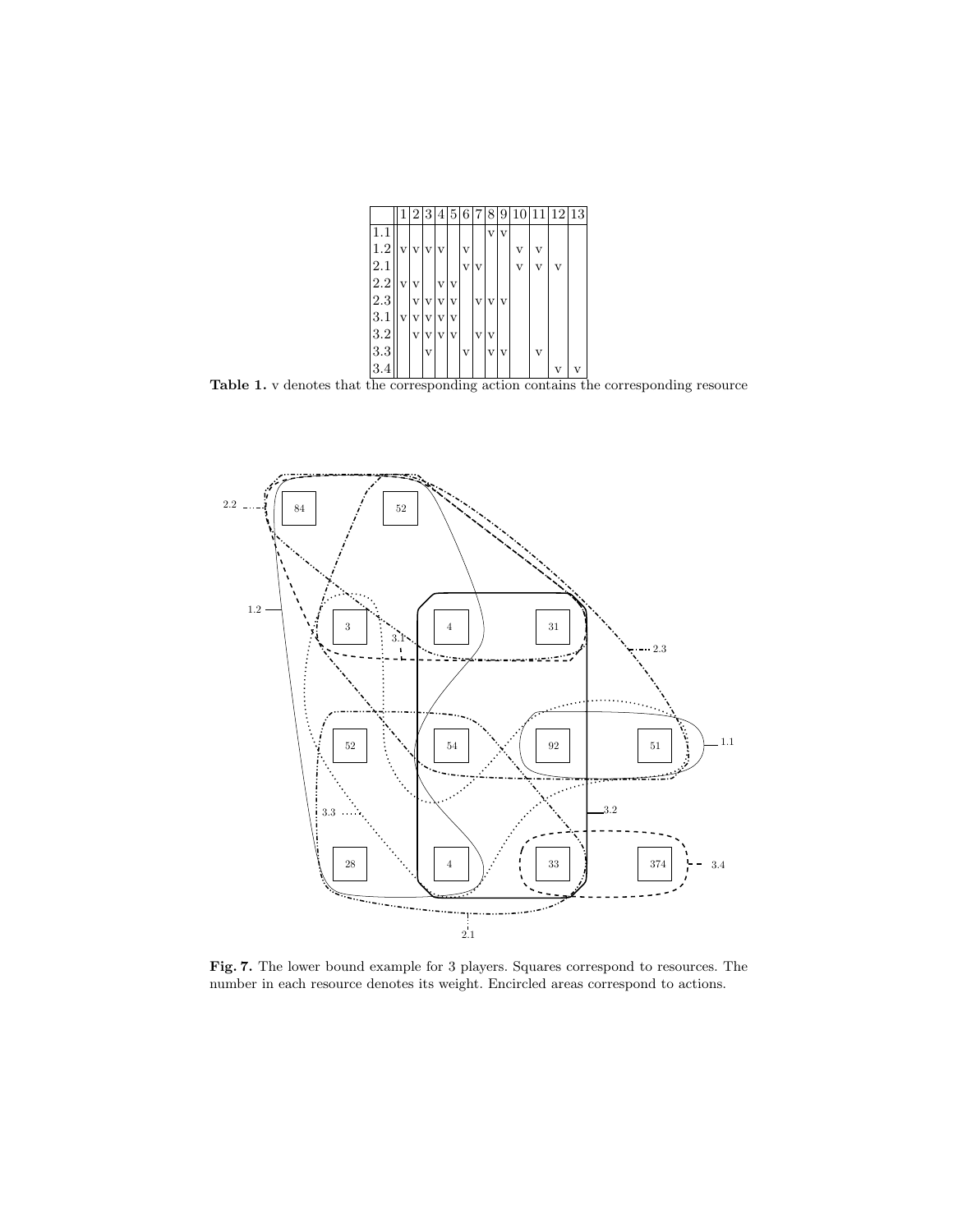| | 1 | 2 | 3 | 4 | 5 | 6 | 7 | 8 | 9 | 10 | 11 | 12 | 13 |
|---|---|---|---|---|---|---|---|---|---|---|---|---|---|
| 1.1 | | | | | | | | v | v | | | | |
| 1.2 | v | v | v | v | | v | | | | v | v | | |
| 2.1 | | | | | | v | v | | | v | v | v | |
| 2.2 | v | v | | v | v | | | | | | | | |
| 2.3 | | v | v | v | v | | v | v | v | | | | |
| 3.1 | v | v | v | v | v | | | | | | | | |
| 3.2 | | v | v | v | v | | v | v | | | | | |
| 3.3 | | | v | | | v | | v | v | | v | | |
| 3.4 | | | | | | | | | | | | v | v |

**Table 1.** v denotes that the corresponding action contains the corresponding resource

**Fig. 7.** The lower bound example for 3 players. Squares correspond to resources. The number in each resource denotes its weight. Encircled areas correspond to actions.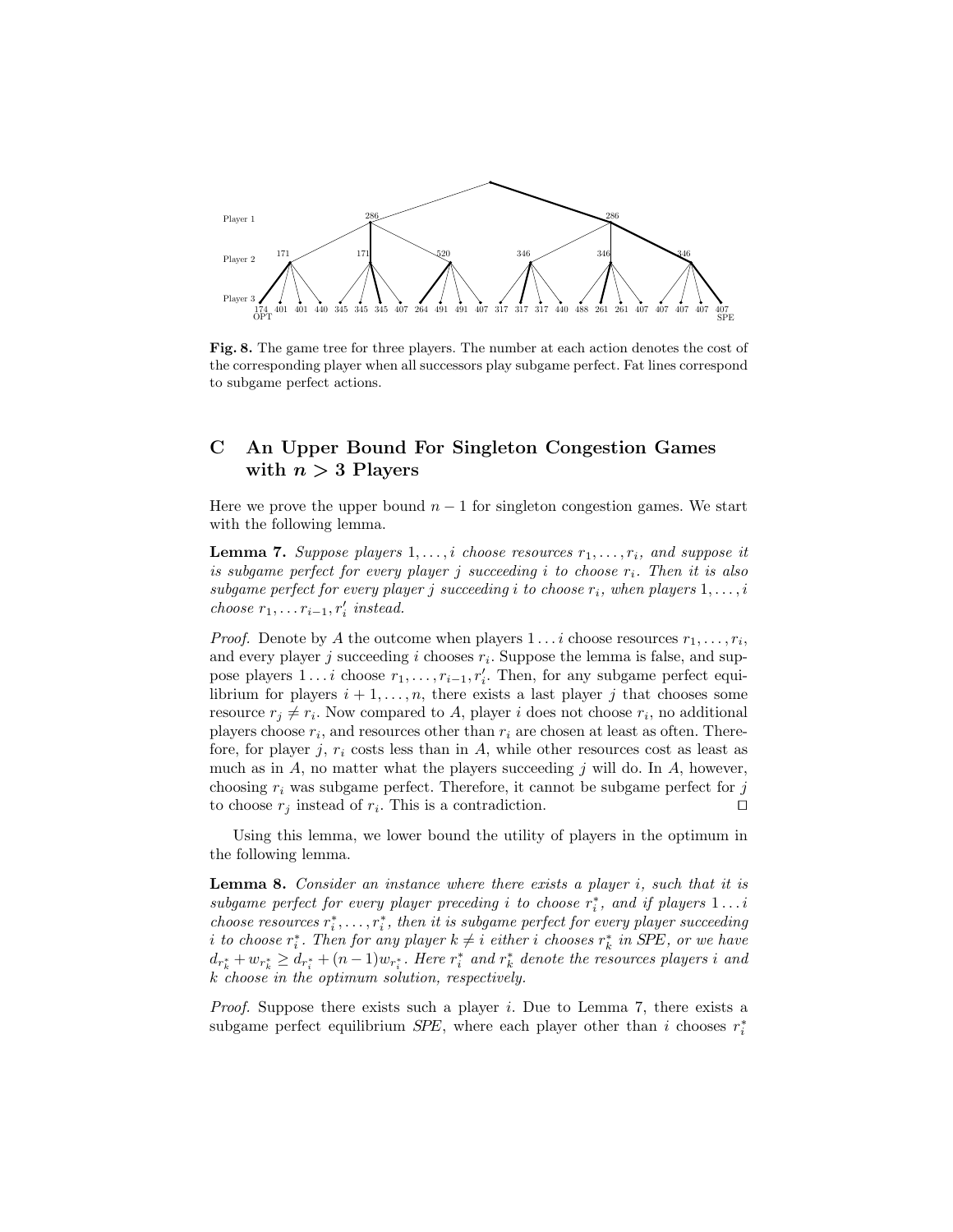Player 1

Player 2

Player 3

**Fig. 8.** The game tree for three players. The number at each action denotes the cost of the corresponding player when all successors play subgame perfect. Fat lines correspond to subgame perfect actions.

## C An Upper Bound For Singleton Congestion Games with $n > 3$ Players

Here we prove the upper bound $n-1$ for singleton congestion games. We start with the following lemma.

**Lemma 7.** *Suppose players $1, \ldots, i$ choose resources $r_1, \ldots, r_i$, and suppose it is subgame perfect for every player $j$ succeeding $i$ to choose $r_i$. Then it is also subgame perfect for every player $j$ succeeding $i$ to choose $r_i$, when players $1, \ldots, i$ choose $r_1, \ldots r_{i-1}, r'_i$ instead.*

*Proof.* Denote by $A$ the outcome when players $1 \ldots i$ choose resources $r_1, \ldots, r_i$, and every player $j$ succeeding $i$ chooses $r_i$. Suppose the lemma is false, and suppose players $1 \ldots i$ choose $r_1, \ldots, r_{i-1}, r'_i$. Then, for any subgame perfect equilibrium for players $i+1, \ldots, n$, there exists a last player $j$ that chooses some resource $r_j \neq r_i$. Now compared to $A$, player $i$ does not choose $r_i$, no additional players choose $r_i$, and resources other than $r_i$ are chosen at least as often. Therefore, for player $j$, $r_i$ costs less than in $A$, while other resources cost as least as much as in $A$, no matter what the players succeeding $j$ will do. In $A$, however, choosing $r_i$ was subgame perfect. Therefore, it cannot be subgame perfect for $j$ to choose $r_j$ instead of $r_i$. This is a contradiction. $\square$

Using this lemma, we lower bound the utility of players in the optimum in the following lemma.

**Lemma 8.** *Consider an instance where there exists a player $i$, such that it is subgame perfect for every player preceding $i$ to choose $r^*_i$, and if players $1 \ldots i$ choose resources $r^*_i, \ldots, r^*_i$, then it is subgame perfect for every player succeeding $i$ to choose $r^*_i$. Then for any player $k \neq i$ either $i$ chooses $r^*_k$ in SPE, or we have $d_{r^*_k} + w_{r^*_k} \geq d_{r^*_i} + (n-1)w_{r^*_i}$. Here $r^*_i$ and $r^*_k$ denote the resources players $i$ and $k$ choose in the optimum solution, respectively.*

*Proof.* Suppose there exists such a player $i$. Due to Lemma 7, there exists a subgame perfect equilibrium *SPE*, where each player other than $i$ chooses $r^*_i$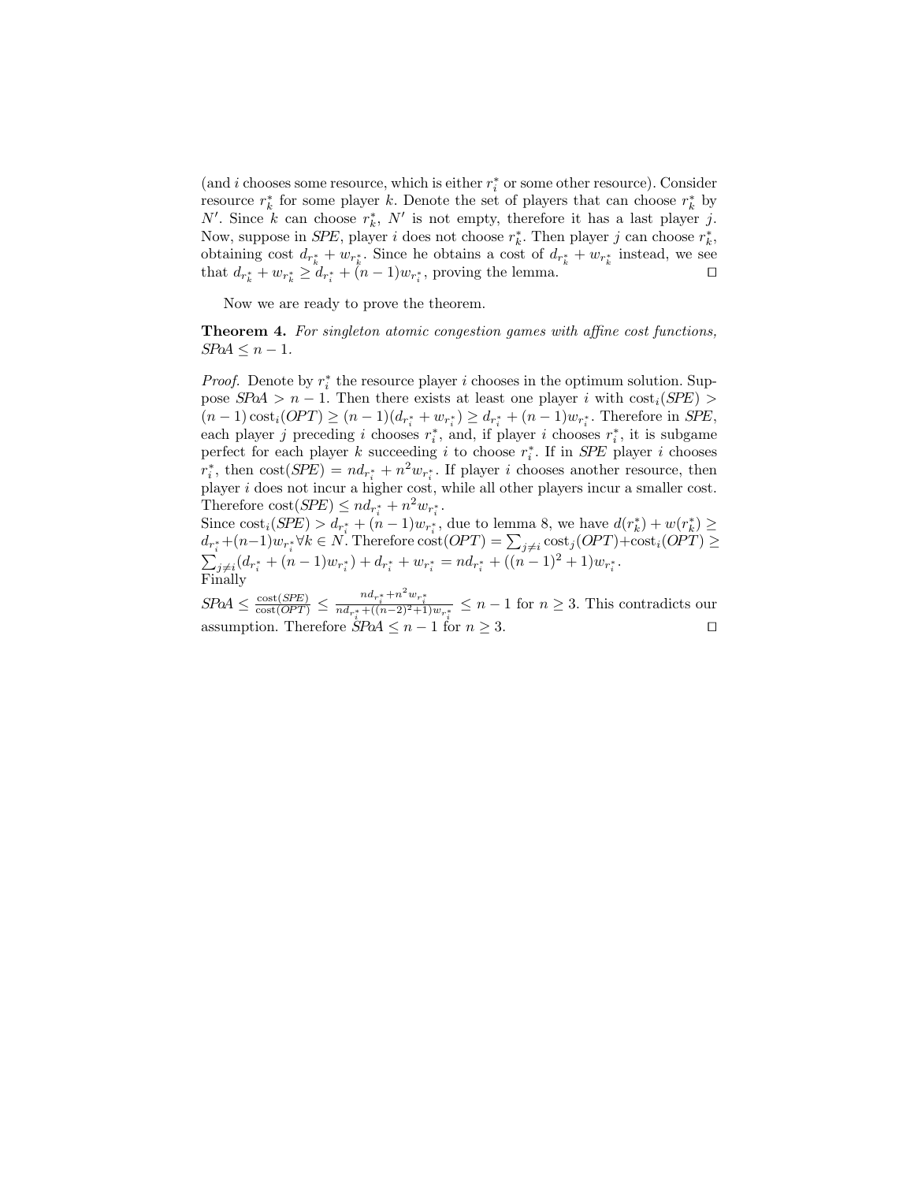(and $i$ chooses some resource, which is either $r_i^*$ or some other resource). Consider resource $r_k^*$ for some player $k$. Denote the set of players that can choose $r_k^*$ by $N'$. Since $k$ can choose $r_k^*$, $N'$ is not empty, therefore it has a last player $j$. Now, suppose in *SPE*, player $i$ does not choose $r_k^*$. Then player $j$ can choose $r_k^*$, obtaining cost $d_{r_k^*} + w_{r_k^*}$. Since he obtains a cost of $d_{r_k^*} + w_{r_k^*}$ instead, we see that $d_{r_k^*} + w_{r_k^*} \geq d_{r_i^*} + (n-1)w_{r_i^*}$, proving the lemma. □

Now we are ready to prove the theorem.

**Theorem 4.** *For singleton atomic congestion games with affine cost functions, SPoA $\leq n-1$.*

*Proof.* Denote by $r_i^*$ the resource player $i$ chooses in the optimum solution. Suppose $SPoA > n-1$. Then there exists at least one player $i$ with $\text{cost}_i(SPE) > (n-1)\,\text{cost}_i(OPT) \geq (n-1)(d_{r_i^*} + w_{r_i^*}) \geq d_{r_i^*} + (n-1)w_{r_i^*}$. Therefore in *SPE*, each player $j$ preceding $i$ chooses $r_i^*$, and, if player $i$ chooses $r_i^*$, it is subgame perfect for each player $k$ succeeding $i$ to choose $r_i^*$. If in *SPE* player $i$ chooses $r_i^*$, then $\text{cost}(SPE) = nd_{r_i^*} + n^2 w_{r_i^*}$. If player $i$ chooses another resource, then player $i$ does not incur a higher cost, while all other players incur a smaller cost. Therefore $\text{cost}(SPE) \leq nd_{r_i^*} + n^2 w_{r_i^*}$.
Since $\text{cost}_i(SPE) > d_{r_i^*} + (n-1)w_{r_i^*}$, due to lemma 8, we have $d(r_k^*) + w(r_k^*) \geq d_{r_i^*} + (n-1)w_{r_i^*} \forall k \in N$. Therefore $\text{cost}(OPT) = \sum_{j \neq i} \text{cost}_j(OPT) + \text{cost}_i(OPT) \geq \sum_{j \neq i}(d_{r_i^*} + (n-1)w_{r_i^*}) + d_{r_i^*} + w_{r_i^*} = nd_{r_i^*} + ((n-1)^2+1)w_{r_i^*}$.
Finally
$SPoA \leq \frac{\text{cost}(SPE)}{\text{cost}(OPT)} \leq \frac{nd_{r_i^*} + n^2 w_{r_i^*}}{nd_{r_i^*} + ((n-2)^2+1)w_{r_i^*}} \leq n-1$ for $n \geq 3$. This contradicts our assumption. Therefore $SPoA \leq n-1$ for $n \geq 3$. □